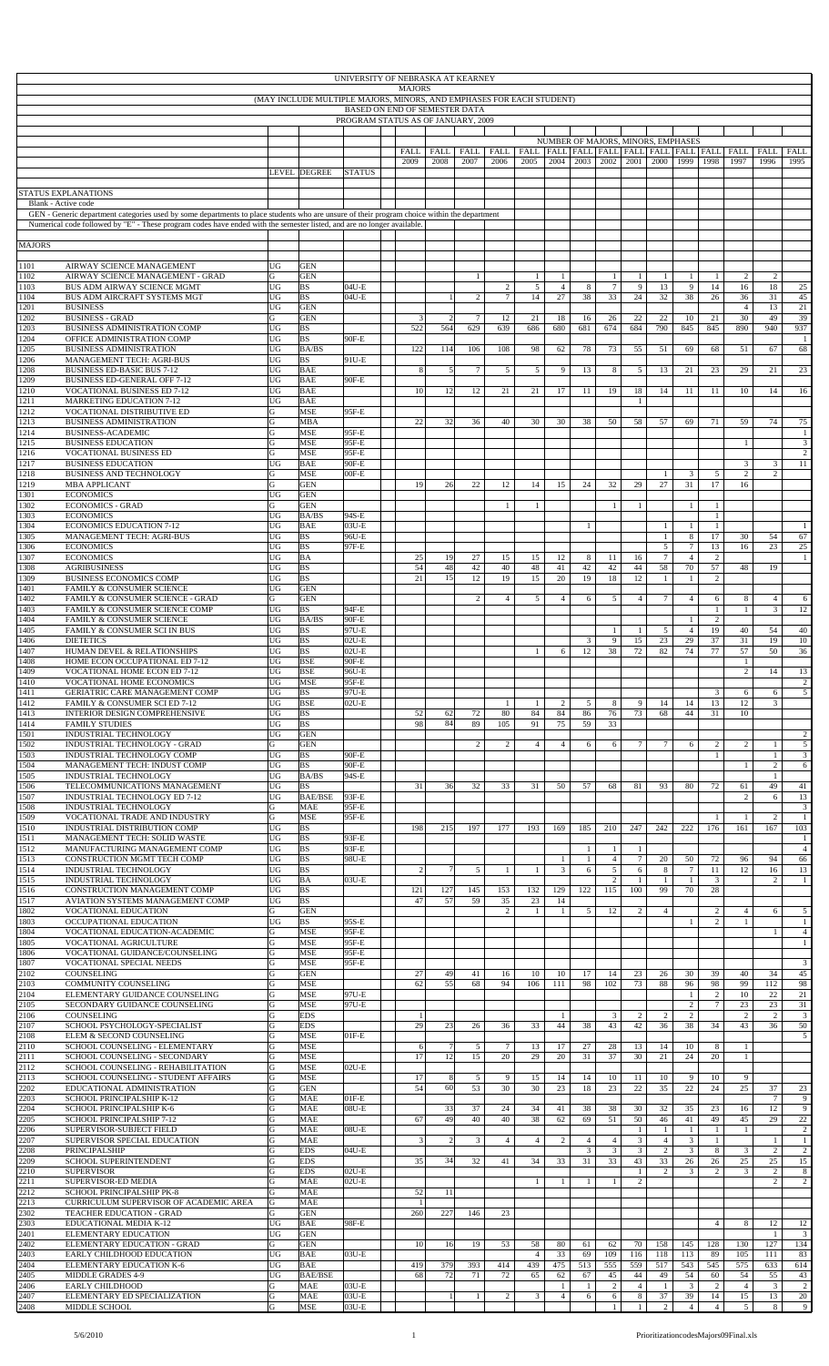# UNIVERSITY OF NEBRASKA AT KEARNEY

## MAJORS

(MAY INCLUDE MULTIPLE MAJORS, MINORS, AND EMPHASES FOR EACH STUDENT)

BASED ON END OF SEMESTER DATA

PROGRAM STATUS AS OF JANUARY, 2009

**STATUS EXPLANATIONS**

Blank - Active code

GEN - Generic department categories used by some departments to place students who are unsure of their program choice within the department

Numerical code followed by "E" - These program codes have ended with the semester listed, and are no longer available.

| | | | | | NUMBER OF MAJORS, MINORS, EMPHASES | | | | | | | | | | | | | | |
|---|---|---|---|---|---|---|---|---|---|---|---|---|---|---|---|---|---|---|---|
| | | LEVEL | DEGREE | STATUS | FALL 2009 | FALL 2008 | FALL 2007 | FALL 2006 | FALL 2005 | FALL 2004 | FALL 2003 | FALL 2002 | FALL 2001 | FALL 2000 | FALL 1999 | FALL 1998 | FALL 1997 | FALL 1996 | FALL 1995 |
| **MAJORS** | | | | | | | | | | | | | | | | | | | |
| 1101 | AIRWAY SCIENCE MANAGEMENT | UG | GEN | | | | | | | | | | | | | | | | |
| 1102 | AIRWAY SCIENCE MANAGEMENT - GRAD | G | GEN | | | | 1 | | 1 | 1 | | 1 | 1 | 1 | 1 | 1 | 2 | 2 | |
| 1103 | BUS ADM AIRWAY SCIENCE MGMT | UG | BS | 04U-E | | | | 2 | 5 | 4 | 8 | 7 | 9 | 13 | 9 | 14 | 16 | 18 | 25 |
| 1104 | BUS ADM AIRCRAFT SYSTEMS MGT | UG | BS | 04U-E | | 1 | 2 | 7 | 14 | 27 | 38 | 33 | 24 | 32 | 38 | 26 | 36 | 31 | 45 |
| 1201 | BUSINESS | UG | GEN | | | | | | | | | | | | | | 4 | 13 | 21 |
| 1202 | BUSINESS - GRAD | G | GEN | | 3 | 2 | 7 | 12 | 21 | 18 | 16 | 26 | 22 | 22 | 10 | 21 | 30 | 49 | 39 |
| 1203 | BUSINESS ADMINISTRATION COMP | UG | BS | | 522 | 564 | 629 | 639 | 686 | 680 | 681 | 674 | 684 | 790 | 845 | 845 | 890 | 940 | 937 |
| 1204 | OFFICE ADMINISTRATION COMP | UG | BS | 90F-E | | | | | | | | | | | | | | | 1 |
| 1205 | BUSINESS ADMINISTRATION | UG | BA/BS | | 122 | 114 | 106 | 108 | 98 | 62 | 78 | 73 | 55 | 51 | 69 | 68 | 51 | 67 | 68 |
| 1206 | MANAGEMENT TECH: AGRI-BUS | UG | BS | 91U-E | | | | | | | | | | | | | | | |
| 1208 | BUSINESS ED-BASIC BUS 7-12 | UG | BAE | | 8 | 5 | 7 | 5 | 5 | 9 | 13 | 8 | 5 | 13 | 21 | 23 | 29 | 21 | 23 |
| 1209 | BUSINESS ED-GENERAL OFF 7-12 | UG | BAE | 90F-E | | | | | | | | | | | | | | | |
| 1210 | VOCATIONAL BUSINESS ED 7-12 | UG | BAE | | 10 | 12 | 12 | 21 | 21 | 17 | 11 | 19 | 18 | 14 | 11 | 11 | 10 | 14 | 16 |
| 1211 | MARKETING EDUCATION 7-12 | UG | BAE | | | | | | | | | | 1 | | | | | | |
| 1212 | VOCATIONAL DISTRIBUTIVE ED | G | MSE | 95F-E | | | | | | | | | | | | | | | |
| 1213 | BUSINESS ADMINISTRATION | G | MBA | | 22 | 32 | 36 | 40 | 30 | 30 | 38 | 50 | 58 | 57 | 69 | 71 | 59 | 74 | 75 |
| 1214 | BUSINESS-ACADEMIC | G | MSE | 95F-E | | | | | | | | | | | | | | | 1 |
| 1215 | BUSINESS EDUCATION | G | MSE | 95F-E | | | | | | | | | | | | | 1 | | 3 |
| 1216 | VOCATIONAL BUSINESS ED | G | MSE | 95F-E | | | | | | | | | | | | | | | 2 |
| 1217 | BUSINESS EDUCATION | UG | BAE | 90F-E | | | | | | | | | | | | | 3 | 3 | 11 |
| 1218 | BUSINESS AND TECHNOLOGY | G | MSE | 00F-E | | | | | | | | | 1 | | 3 | 5 | 2 | 2 | |
| 1219 | MBA APPLICANT | G | GEN | | 19 | 26 | 22 | 12 | 14 | 15 | 24 | 32 | 29 | 27 | 31 | 17 | 16 | | |
| 1301 | ECONOMICS | UG | GEN | | | | | | | | | | | | | | | | |
| 1302 | ECONOMICS - GRAD | G | GEN | | | | | 1 | 1 | | | 1 | 1 | | 1 | 1 | | | |
| 1303 | ECONOMICS | UG | BA/BS | 94S-E | | | | | | | | | | | | 1 | | | |
| 1304 | ECONOMICS EDUCATION 7-12 | UG | BAE | 03U-E | | | | | | | 1 | | | 1 | 1 | 1 | | | 1 |
| 1305 | MANAGEMENT TECH: AGRI-BUS | UG | BS | 96U-E | | | | | | | | | | 1 | 8 | 17 | 30 | 54 | 67 |
| 1306 | ECONOMICS | UG | BS | 97F-E | | | | | | | | | | 5 | 7 | 13 | 16 | 23 | 25 |
| 1307 | ECONOMICS | UG | BA | | 25 | 19 | 27 | 15 | 15 | 12 | 8 | 11 | 16 | 7 | 4 | 2 | | | 1 |
| 1308 | AGRIBUSINESS | UG | BS | | 54 | 48 | 42 | 40 | 48 | 41 | 42 | 42 | 44 | 58 | 70 | 57 | 48 | 19 | |
| 1309 | BUSINESS ECONOMICS COMP | UG | BS | | 21 | 15 | 12 | 19 | 15 | 20 | 19 | 18 | 12 | 1 | 1 | 2 | | | |
| 1401 | FAMILY & CONSUMER SCIENCE | UG | GEN | | | | | | | | | | | | | | | | |
| 1402 | FAMILY & CONSUMER SCIENCE - GRAD | G | GEN | | | | 2 | 4 | 5 | 4 | 6 | 5 | 4 | 7 | 4 | 6 | 8 | 4 | 6 |
| 1403 | FAMILY & CONSUMER SCIENCE COMP | UG | BS | 94F-E | | | | | | | | | | | | 1 | 1 | 3 | 12 |
| 1404 | FAMILY & CONSUMER SCIENCE | UG | BA/BS | 90F-E | | | | | | | | | | | 1 | 2 | | | |
| 1405 | FAMILY & CONSUMER SCI IN BUS | UG | BS | 97U-E | | | | | | | | 1 | 1 | 5 | 4 | 19 | 40 | 54 | 40 |
| 1406 | DIETETICS | UG | BS | 02U-E | | | | | | | 3 | 9 | 15 | 23 | 29 | 37 | 31 | 19 | 10 |
| 1407 | HUMAN DEVEL & RELATIONSHIPS | UG | BS | 02U-E | | | | | 1 | 6 | 12 | 38 | 72 | 82 | 74 | 77 | 57 | 50 | 36 |
| 1408 | HOME ECON OCCUPATIONAL ED 7-12 | UG | BSE | 90F-E | | | | | | | | | | | | | 1 | | |
| 1409 | VOCATIONAL HOME ECON ED 7-12 | UG | BSE | 96U-E | | | | | | | | | | | | | 2 | 14 | 13 |
| 1410 | VOCATIONAL HOME ECONOMICS | UG | MSE | 95F-E | | | | | | | | | | | | | | | 2 |
| 1411 | GERIATRIC CARE MANAGEMENT COMP | UG | BS | 97U-E | | | | | | | | | | | | 3 | 6 | 6 | 5 |
| 1412 | FAMILY & CONSUMER SCI ED 7-12 | UG | BSE | 02U-E | | | | 1 | 1 | 2 | 5 | 8 | 9 | 14 | 14 | 13 | 12 | 3 | |
| 1413 | INTERIOR DESIGN COMPREHENSIVE | UG | BS | | 52 | 62 | 72 | 80 | 84 | 84 | 86 | 76 | 73 | 68 | 44 | 31 | 10 | | |
| 1414 | FAMILY STUDIES | UG | BS | | 98 | 84 | 89 | 105 | 91 | 75 | 59 | 33 | | | | | | | |
| 1501 | INDUSTRIAL TECHNOLOGY | UG | GEN | | | | | | | | | | | | | | | | 2 |
| 1502 | INDUSTRIAL TECHNOLOGY - GRAD | G | GEN | | | | 2 | 2 | 4 | 4 | 6 | 6 | 7 | 7 | 6 | 2 | 2 | 1 | 5 |
| 1503 | INDUSTRIAL TECHNOLOGY COMP | UG | BS | 90F-E | | | | | | | | | | | | 1 | | 1 | 3 |
| 1504 | MANAGEMENT TECH: INDUST COMP | UG | BS | 90F-E | | | | | | | | | | | | | 1 | 2 | 6 |
| 1505 | INDUSTRIAL TECHNOLOGY | UG | BA/BS | 94S-E | | | | | | | | | | | | | | 1 | |
| 1506 | TELECOMMUNICATIONS MANAGEMENT | UG | BS | | 31 | 36 | 32 | 33 | 31 | 50 | 57 | 68 | 81 | 93 | 80 | 72 | 61 | 49 | 41 |
| 1507 | INDUSTRIAL TECHNOLOGY ED 7-12 | UG | BAE/BSE | 93F-E | | | | | | | | | | | | | 2 | 6 | 13 |
| 1508 | INDUSTRIAL TECHNOLOGY | G | MAE | 95F-E | | | | | | | | | | | | | | | 3 |
| 1509 | VOCATIONAL TRADE AND INDUSTRY | G | MSE | 95F-E | | | | | | | | | | | | 1 | 1 | 2 | 1 |
| 1510 | INDUSTRIAL DISTRIBUTION COMP | UG | BS | | 198 | 215 | 197 | 177 | 193 | 169 | 185 | 210 | 247 | 242 | 222 | 176 | 161 | 167 | 103 |
| 1511 | MANAGEMENT TECH: SOLID WASTE | UG | BS | 93F-E | | | | | | | | | | | | | | | 1 |
| 1512 | MANUFACTURING MANAGEMENT COMP | UG | BS | 93F-E | | | | | | | 1 | 1 | 1 | | | | | | 4 |
| 1513 | CONSTRUCTION MGMT TECH COMP | UG | BS | 98U-E | | | | | | 1 | 1 | 4 | 7 | 20 | 50 | 72 | 96 | 94 | 66 |
| 1514 | INDUSTRIAL TECHNOLOGY | UG | BS | | 2 | 7 | 5 | 1 | 1 | 3 | 6 | 5 | 6 | 8 | 7 | 11 | 12 | 16 | 13 |
| 1515 | INDUSTRIAL TECHNOLOGY | UG | BA | 03U-E | | | | | | | | 2 | 1 | 1 | 1 | 3 | | 2 | 1 |
| 1516 | CONSTRUCTION MANAGEMENT COMP | UG | BS | | 121 | 127 | 145 | 153 | 132 | 129 | 122 | 115 | 100 | 99 | 70 | 28 | | | |
| 1517 | AVIATION SYSTEMS MANAGEMENT COMP | UG | BS | | 47 | 57 | 59 | 35 | 23 | 14 | | | | | | | | | |
| 1802 | VOCATIONAL EDUCATION | G | GEN | | | | | 2 | 1 | 1 | 5 | 12 | 2 | 4 | | 2 | 4 | 6 | 5 |
| 1803 | OCCUPATIONAL EDUCATION | UG | BS | 95S-E | | | | | | | | | | | 1 | 2 | 1 | | 1 |
| 1804 | VOCATIONAL EDUCATION-ACADEMIC | G | MSE | 95F-E | | | | | | | | | | | | | | 1 | 4 |
| 1805 | VOCATIONAL AGRICULTURE | G | MSE | 95F-E | | | | | | | | | | | | | | | 1 |
| 1806 | VOCATIONAL GUIDANCE/COUNSELING | G | MSE | 95F-E | | | | | | | | | | | | | | | |
| 1807 | VOCATIONAL SPECIAL NEEDS | G | MSE | 95F-E | | | | | | | | | | | | | | | 3 |
| 2102 | COUNSELING | G | GEN | | 27 | 49 | 41 | 16 | 10 | 10 | 17 | 14 | 23 | 26 | 30 | 39 | 40 | 34 | 45 |
| 2103 | COMMUNITY COUNSELING | G | MSE | | 62 | 55 | 68 | 94 | 106 | 111 | 98 | 102 | 73 | 88 | 96 | 98 | 99 | 112 | 98 |
| 2104 | ELEMENTARY GUIDANCE COUNSELING | G | MSE | 97U-E | | | | | | | | | | 1 | 2 | 10 | 22 | 21 | |
| 2105 | SECONDARY GUIDANCE COUNSELING | G | MSE | 97U-E | | | | | | | | | | 2 | 7 | 23 | 23 | 31 | |
| 2106 | COUNSELING | G | EDS | | 1 | | | | | 1 | | 3 | 2 | 2 | 2 | | 2 | 2 | 3 |
| 2107 | SCHOOL PSYCHOLOGY-SPECIALIST | G | EDS | | 29 | 23 | 26 | 36 | 33 | 44 | 38 | 43 | 42 | 36 | 38 | 34 | 43 | 36 | 50 |
| 2108 | ELEM & SECOND COUNSELING | G | MSE | 01F-E | | | | | | | | | | | | | | | 5 |
| 2110 | SCHOOL COUNSELING - ELEMENTARY | G | MSE | | 6 | 7 | 5 | 7 | 13 | 17 | 27 | 28 | 13 | 14 | 10 | 8 | 1 | | |
| 2111 | SCHOOL COUNSELING - SECONDARY | G | MSE | | 17 | 12 | 15 | 20 | 29 | 20 | 31 | 37 | 30 | 21 | 24 | 20 | 1 | | |
| 2112 | SCHOOL COUNSELING - REHABILITATION | G | MSE | 02U-E | | | | | | | | | | | | | | | |
| 2113 | SCHOOL COUNSELING - STUDENT AFFAIRS | G | MSE | | 17 | 8 | 5 | 9 | 15 | 14 | 14 | 10 | 11 | 10 | 9 | 10 | 9 | | |
| 2202 | EDUCATIONAL ADMINISTRATION | G | GEN | | 54 | 60 | 53 | 30 | 30 | 23 | 18 | 23 | 22 | 35 | 22 | 24 | 25 | 37 | 23 |
| 2203 | SCHOOL PRINCIPALSHIP K-12 | G | MAE | 01F-E | | | | | | | | | | | | | | 7 | 9 |
| 2204 | SCHOOL PRINCIPALSHIP K-6 | G | MAE | 08U-E | | 33 | 37 | 24 | 34 | 41 | 38 | 38 | 30 | 32 | 35 | 23 | 16 | 12 | 9 |
| 2205 | SCHOOL PRINCIPALSHIP 7-12 | G | MAE | | 67 | 49 | 40 | 40 | 38 | 62 | 69 | 51 | 50 | 46 | 41 | 49 | 45 | 29 | 22 |
| 2206 | SUPERVISOR-SUBJECT FIELD | G | MAE | 08U-E | | | | | | | | 1 | 1 | 1 | 1 | 1 | 1 | | 2 |
| 2207 | SUPERVISOR SPECIAL EDUCATION | G | MAE | | 3 | 2 | 3 | 4 | 4 | 2 | 4 | 4 | 3 | 4 | 3 | 1 | | 1 | 1 |
| 2208 | PRINCIPALSHIP | G | EDS | 04U-E | | | | | | | 3 | 3 | 3 | 2 | 3 | 8 | 3 | 2 | 2 |
| 2209 | SCHOOL SUPERINTENDENT | G | EDS | | 35 | 34 | 32 | 41 | 34 | 33 | 31 | 33 | 43 | 33 | 26 | 26 | 25 | 25 | 15 |
| 2210 | SUPERVISOR | G | EDS | 02U-E | | | | | | | | 1 | 2 | 3 | 2 | 3 | | 2 | 8 |
| 2211 | SUPERVISOR-ED MEDIA | G | MAE | 02U-E | | | | | 1 | 1 | 1 | 1 | 2 | | | | | 2 | 2 |
| 2212 | SCHOOL PRINCIPALSHIP PK-8 | G | MAE | | 52 | 11 | | | | | | | | | | | | | |
| 2213 | CURRICULUM SUPERVISOR OF ACADEMIC AREA | G | MAE | | 1 | | | | | | | | | | | | | | |
| 2302 | TEACHER EDUCATION - GRAD | G | GEN | | 260 | 227 | 146 | 23 | | | | | | | | | | | |
| 2303 | EDUCATIONAL MEDIA K-12 | UG | BAE | 98F-E | | | | | | | | | | | | 4 | 8 | 12 | 12 |
| 2401 | ELEMENTARY EDUCATION | UG | GEN | | | | | | | | | | | | | | | 1 | 3 |
| 2402 | ELEMENTARY EDUCATION - GRAD | G | GEN | | 10 | 16 | 19 | 53 | 58 | 80 | 61 | 62 | 70 | 158 | 145 | 128 | 130 | 127 | 134 |
| 2403 | EARLY CHILDHOOD EDUCATION | UG | BAE | 03U-E | | | | | 4 | 33 | 69 | 109 | 116 | 118 | 113 | 89 | 105 | 111 | 83 |
| 2404 | ELEMENTARY EDUCATION K-6 | UG | BAE | | 419 | 379 | 393 | 414 | 439 | 475 | 513 | 555 | 559 | 517 | 543 | 545 | 575 | 633 | 614 |
| 2405 | MIDDLE GRADES 4-9 | UG | BAE/BSE | | 68 | 72 | 71 | 72 | 65 | 62 | 67 | 45 | 44 | 49 | 54 | 60 | 54 | 55 | 43 |
| 2406 | EARLY CHILDHOOD | G | MAE | 03U-E | | | | | | 1 | 1 | 2 | 4 | 1 | 3 | 2 | 4 | 3 | 2 |
| 2407 | ELEMENTARY ED SPECIALIZATION | G | MAE | 03U-E | | 1 | 1 | 2 | 3 | 4 | 6 | 6 | 8 | 37 | 39 | 14 | 15 | 13 | 20 |
| 2408 | MIDDLE SCHOOL | G | MSE | 03U-E | | | | | | | | 1 | 1 | 2 | 4 | 4 | 5 | 8 | 9 |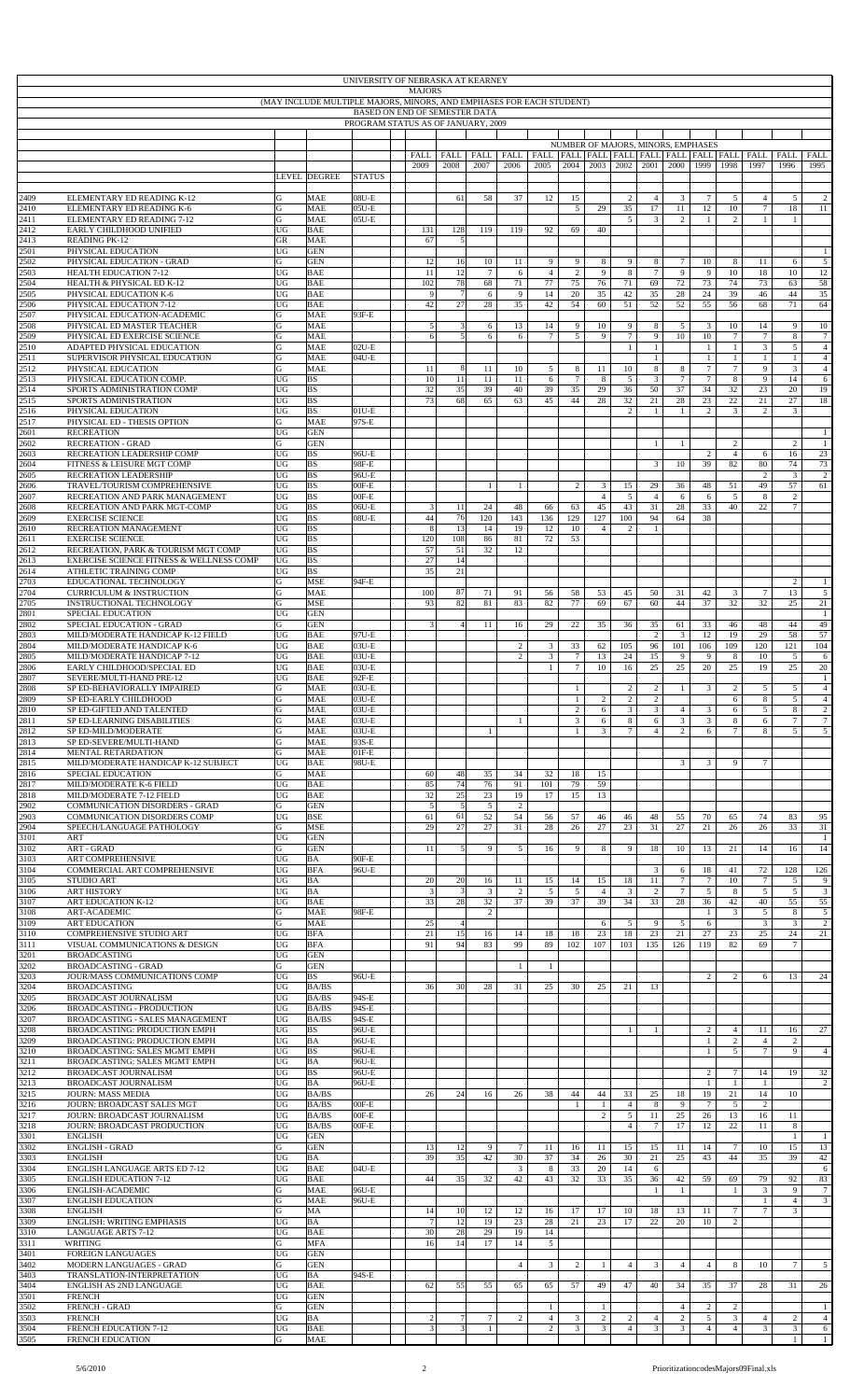# UNIVERSITY OF NEBRASKA AT KEARNEY

## MAJORS

(MAY INCLUDE MULTIPLE MAJORS, MINORS, AND EMPHASES FOR EACH STUDENT)

BASED ON END OF SEMESTER DATA

PROGRAM STATUS AS OF JANUARY, 2009

| | | | | | NUMBER OF MAJORS, MINORS, EMPHASES | | | | | | | | | | | | | | |
|---|---|---|---|---|---|---|---|---|---|---|---|---|---|---|---|---|---|---|---|
| | | | | | FALL 2009 | FALL 2008 | FALL 2007 | FALL 2006 | FALL 2005 | FALL 2004 | FALL 2003 | FALL 2002 | FALL 2001 | FALL 2000 | FALL 1999 | FALL 1998 | FALL 1997 | FALL 1996 | FALL 1995 |
| | | LEVEL | DEGREE | STATUS | | | | | | | | | | | | | | | |
| 2409 | ELEMENTARY ED READING K-12 | G | MAE | 08U-E | | 61 | 58 | 37 | 12 | 15 | | 2 | 4 | 3 | 7 | 5 | 4 | 5 | 2 |
| 2410 | ELEMENTARY ED READING K-6 | G | MAE | 05U-E | | | | | | 5 | 29 | 35 | 17 | 11 | 12 | 10 | 7 | 18 | 11 |
| 2411 | ELEMENTARY ED READING 7-12 | G | MAE | 05U-E | | | | | | | | 5 | 3 | 2 | 1 | 2 | 1 | 1 | |
| 2412 | EARLY CHILDHOOD UNIFIED | UG | BAE | | 131 | 128 | 119 | 119 | 92 | 69 | 40 | | | | | | | | |
| 2413 | READING PK-12 | GR | MAE | | 67 | 5 | | | | | | | | | | | | | |
| 2501 | PHYSICAL EDUCATION | UG | GEN | | | | | | | | | | | | | | | | 1 |
| 2502 | PHYSICAL EDUCATION - GRAD | G | GEN | | 12 | 16 | 10 | 11 | 9 | 9 | 8 | 9 | 8 | 7 | 10 | 8 | 11 | 6 | 5 |
| 2503 | HEALTH EDUCATION 7-12 | UG | BAE | | 11 | 12 | 7 | 6 | 4 | 2 | 9 | 8 | 7 | 9 | 9 | 10 | 18 | 10 | 12 |
| 2504 | HEALTH & PHYSICAL ED K-12 | UG | BAE | | 102 | 78 | 68 | 71 | 77 | 75 | 76 | 71 | 69 | 72 | 73 | 74 | 73 | 63 | 58 |
| 2505 | PHYSICAL EDUCATION K-6 | UG | BAE | | 9 | 7 | 6 | 9 | 14 | 20 | 35 | 42 | 35 | 28 | 24 | 39 | 46 | 44 | 35 |
| 2506 | PHYSICAL EDUCATION 7-12 | UG | BAE | | 42 | 27 | 28 | 35 | 42 | 54 | 60 | 51 | 52 | 52 | 55 | 56 | 68 | 71 | 64 |
| 2507 | PHYSICAL EDUCATION-ACADEMIC | G | MAE | 93F-E | | | | | | | | | | | | | | | |
| 2508 | PHYSICAL ED MASTER TEACHER | G | MAE | | 5 | 3 | 6 | 13 | 14 | 9 | 10 | 9 | 8 | 5 | 3 | 10 | 14 | 9 | 10 |
| 2509 | PHYSICAL ED EXERCISE SCIENCE | G | MAE | | 6 | 5 | 6 | 6 | 7 | 5 | 9 | 7 | 9 | 10 | 10 | 7 | 7 | 8 | 7 |
| 2510 | ADAPTED PHYSICAL EDUCATION | G | MAE | 02U-E | | | | | | | | 1 | 1 | | 1 | 1 | 3 | 5 | 4 |
| 2511 | SUPERVISOR PHYSICAL EDUCATION | G | MAE | 04U-E | | | | | | | | | 1 | | 1 | 1 | 1 | 1 | 4 |
| 2512 | PHYSICAL EDUCATION | G | MAE | | 11 | 8 | 11 | 10 | 5 | 8 | 11 | 10 | 8 | 8 | 7 | 7 | 9 | 3 | 4 |
| 2513 | PHYSICAL EDUCATION COMP. | UG | BS | | 10 | 11 | 11 | 11 | 6 | 7 | 8 | 5 | 3 | 7 | 7 | 8 | 9 | 14 | 6 |
| 2514 | SPORTS ADMINISTRATION COMP | UG | BS | | 32 | 35 | 39 | 40 | 39 | 35 | 29 | 36 | 50 | 37 | 34 | 32 | 23 | 20 | 19 |
| 2515 | SPORTS ADMINISTRATION | UG | BS | | 73 | 68 | 65 | 63 | 45 | 44 | 28 | 32 | 21 | 28 | 23 | 22 | 21 | 27 | 18 |
| 2516 | PHYSICAL EDUCATION | UG | BS | 01U-E | | | | | | | | 2 | 1 | 1 | 2 | 3 | 2 | 3 | |
| 2517 | PHYSICAL ED - THESIS OPTION | G | MAE | 97S-E | | | | | | | | | | | | | | | |
| 2601 | RECREATION | UG | GEN | | | | | | | | | | | | | | | | 1 |
| 2602 | RECREATION - GRAD | G | GEN | | | | | | | | | | 1 | 1 | | 2 | | 2 | 1 |
| 2603 | RECREATION LEADERSHIP COMP | UG | BS | 96U-E | | | | | | | | | | | 2 | 4 | 6 | 16 | 23 |
| 2604 | FITNESS & LEISURE MGT COMP | UG | BS | 98F-E | | | | | | | | | 3 | 10 | 39 | 82 | 80 | 74 | 73 |
| 2605 | RECREATION LEADERSHIP | UG | BS | 96U-E | | | | | | | | | | | | | 2 | 3 | 2 |
| 2606 | TRAVEL/TOURISM COMPREHENSIVE | UG | BS | 00F-E | | | 1 | 1 | | 2 | 3 | 15 | 29 | 36 | 48 | 51 | 49 | 57 | 61 |
| 2607 | RECREATION AND PARK MANAGEMENT | UG | BS | 00F-E | | | | | | | 4 | 5 | 4 | 6 | 6 | 5 | 8 | 2 | |
| 2608 | RECREATION AND PARK MGT-COMP | UG | BS | 06U-E | 3 | 11 | 24 | 48 | 66 | 63 | 45 | 43 | 31 | 28 | 33 | 40 | 22 | 7 | |
| 2609 | EXERCISE SCIENCE | UG | BS | 08U-E | 44 | 76 | 120 | 143 | 136 | 129 | 127 | 100 | 94 | 64 | 38 | | | | |
| 2610 | RECREATION MANAGEMENT | UG | BS | | 8 | 13 | 14 | 19 | 12 | 10 | 4 | 2 | 1 | | | | | | |
| 2611 | EXERCISE SCIENCE | UG | BS | | 120 | 108 | 86 | 81 | 72 | 53 | | | | | | | | | |
| 2612 | RECREATION, PARK & TOURISM MGT COMP | UG | BS | | 57 | 51 | 32 | 12 | | | | | | | | | | | |
| 2613 | EXERCISE SCIENCE FITNESS & WELLNESS COMP | UG | BS | | 27 | 14 | | | | | | | | | | | | | |
| 2614 | ATHLETIC TRAINING COMP | UG | BS | | 35 | 21 | | | | | | | | | | | | | |
| 2703 | EDUCATIONAL TECHNOLOGY | G | MSE | 94F-E | | | | | | | | | | | | | | 2 | 1 |
| 2704 | CURRICULUM & INSTRUCTION | G | MAE | | 100 | 87 | 71 | 91 | 56 | 58 | 53 | 45 | 50 | 31 | 42 | 3 | 7 | 13 | 5 |
| 2705 | INSTRUCTIONAL TECHNOLOGY | G | MSE | | 93 | 82 | 81 | 83 | 82 | 77 | 69 | 67 | 60 | 44 | 37 | 32 | 32 | 25 | 21 |
| 2801 | SPECIAL EDUCATION | UG | GEN | | | | | | | | | | | | | | | | 1 |
| 2802 | SPECIAL EDUCATION - GRAD | G | GEN | | 3 | 4 | 11 | 16 | 29 | 22 | 35 | 36 | 35 | 61 | 33 | 46 | 48 | 44 | 49 |
| 2803 | MILD/MODERATE HANDICAP K-12 FIELD | UG | BAE | 97U-E | | | | | | | | | 2 | 3 | 12 | 19 | 29 | 58 | 57 |
| 2804 | MILD/MODERATE HANDICAP K-6 | UG | BAE | 03U-E | | | | 2 | 3 | 33 | 62 | 105 | 96 | 101 | 106 | 109 | 120 | 121 | 104 |
| 2805 | MILD/MODERATE HANDICAP 7-12 | UG | BAE | 03U-E | | | | 2 | 3 | 7 | 13 | 24 | 15 | 9 | 9 | 8 | 10 | 5 | 6 |
| 2806 | EARLY CHILDHOOD/SPECIAL ED | UG | BAE | 03U-E | | | | | 1 | 7 | 10 | 16 | 25 | 25 | 20 | 25 | 19 | 25 | 20 |
| 2807 | SEVERE/MULTI-HAND PRE-12 | UG | BAE | 92F-E | | | | | | | | | | | | | | | 1 |
| 2808 | SP ED-BEHAVIORALLY IMPAIRED | G | MAE | 03U-E | | | | | | 1 | | 2 | 2 | 1 | 3 | 2 | 5 | 5 | 4 |
| 2809 | SP ED-EARLY CHILDHOOD | G | MAE | 03U-E | | | | | | 1 | 2 | 2 | 2 | | | 6 | 8 | 5 | 4 |
| 2810 | SP ED-GIFTED AND TALENTED | G | MAE | 03U-E | | | | | | 2 | 6 | 3 | 3 | 4 | 3 | 6 | 5 | 8 | 2 |
| 2811 | SP ED-LEARNING DISABILITIES | G | MAE | 03U-E | | | | 1 | | 3 | 6 | 8 | 6 | 3 | 3 | 8 | 6 | 7 | 7 |
| 2812 | SP ED-MILD/MODERATE | G | MAE | 03U-E | | | 1 | | | 1 | 3 | 7 | 4 | 2 | 6 | 7 | 8 | 5 | 5 |
| 2813 | SP ED-SEVERE/MULTI-HAND | G | MAE | 93S-E | | | | | | | | | | | | | | | |
| 2814 | MENTAL RETARDATION | G | MAE | 01F-E | | | | | | | | | | | | | | | |
| 2815 | MILD/MODERATE HANDICAP K-12 SUBJECT | UG | BAE | 98U-E | | | | | | | | | | 3 | 3 | 9 | 7 | | |
| 2816 | SPECIAL EDUCATION | G | MAE | | 60 | 48 | 35 | 34 | 32 | 18 | 15 | | | | | | | | |
| 2817 | MILD/MODERATE K-6 FIELD | UG | BAE | | 85 | 74 | 76 | 91 | 101 | 79 | 59 | | | | | | | | |
| 2818 | MILD/MODERATE 7-12 FIELD | UG | BAE | | 32 | 25 | 23 | 19 | 17 | 15 | 13 | | | | | | | | |
| 2902 | COMMUNICATION DISORDERS - GRAD | G | GEN | | 5 | 5 | 5 | 2 | | | | | | | | | | | |
| 2903 | COMMUNICATION DISORDERS COMP | UG | BSE | | 61 | 61 | 52 | 54 | 56 | 57 | 46 | 46 | 48 | 55 | 70 | 65 | 74 | 83 | 95 |
| 2904 | SPEECH/LANGUAGE PATHOLOGY | G | MSE | | 29 | 27 | 27 | 31 | 28 | 26 | 27 | 23 | 31 | 27 | 21 | 26 | 26 | 33 | 31 |
| 3101 | ART | UG | GEN | | | | | | | | | | | | | | | | 1 |
| 3102 | ART - GRAD | G | GEN | | 11 | 5 | 9 | 5 | 16 | 9 | 8 | 9 | 18 | 10 | 13 | 21 | 14 | 16 | 14 |
| 3103 | ART COMPREHENSIVE | UG | BA | 90F-E | | | | | | | | | | | | | | | |
| 3104 | COMMERCIAL ART COMPREHENSIVE | UG | BFA | 96U-E | | | | | | | | | 3 | 6 | 18 | 41 | 72 | 128 | 126 |
| 3105 | STUDIO ART | UG | BA | | 20 | 20 | 16 | 11 | 15 | 14 | 15 | 18 | 11 | 7 | 7 | 10 | 7 | 5 | 9 |
| 3106 | ART HISTORY | UG | BA | | 3 | 3 | 3 | 2 | 5 | 5 | 4 | 3 | 2 | 7 | 5 | 8 | 5 | 5 | 3 |
| 3107 | ART EDUCATION K-12 | UG | BAE | | 33 | 28 | 32 | 37 | 39 | 37 | 39 | 34 | 33 | 28 | 36 | 42 | 40 | 55 | 55 |
| 3108 | ART-ACADEMIC | G | MAE | 98F-E | | | 2 | | | | | | | | 1 | 3 | 5 | 8 | 5 |
| 3109 | ART EDUCATION | G | MAE | | 25 | 4 | | | | | 6 | 5 | 9 | 5 | 6 | | 3 | 3 | 2 |
| 3110 | COMPREHENSIVE STUDIO ART | UG | BFA | | 21 | 15 | 16 | 14 | 18 | 18 | 23 | 18 | 23 | 21 | 27 | 23 | 25 | 24 | 21 |
| 3111 | VISUAL COMMUNICATIONS & DESIGN | UG | BFA | | 91 | 94 | 83 | 99 | 89 | 102 | 107 | 103 | 135 | 126 | 119 | 82 | 69 | 7 | |
| 3201 | BROADCASTING | UG | GEN | | | | | | | | | | | | | | | | |
| 3202 | BROADCASTING - GRAD | G | GEN | | | | | 1 | 1 | | | | | | | | | | |
| 3203 | JOUR/MASS COMMUNICATIONS COMP | UG | BS | 96U-E | | | | | | | | | | | 2 | 2 | 6 | 13 | 24 |
| 3204 | BROADCASTING | UG | BA/BS | | 36 | 30 | 28 | 31 | 25 | 30 | 25 | 21 | 13 | | | | | | |
| 3205 | BROADCAST JOURNALISM | UG | BA/BS | 94S-E | | | | | | | | | | | | | | | |
| 3206 | BROADCASTING - PRODUCTION | UG | BA/BS | 94S-E | | | | | | | | | | | | | | | |
| 3207 | BROADCASTING - SALES MANAGEMENT | UG | BA/BS | 94S-E | | | | | | | | | | | | | | | |
| 3208 | BROADCASTING: PRODUCTION EMPH | UG | BS | 96U-E | | | | | | | | 1 | 1 | | 2 | 4 | 11 | 16 | 27 |
| 3209 | BROADCASTING: PRODUCTION EMPH | UG | BA | 96U-E | | | | | | | | | | | 1 | 2 | 4 | 2 | |
| 3210 | BROADCASTING: SALES MGMT EMPH | UG | BS | 96U-E | | | | | | | | | | | 1 | 5 | 7 | 9 | 4 |
| 3211 | BROADCASTING: SALES MGMT EMPH | UG | BA | 96U-E | | | | | | | | | | | | | | | |
| 3212 | BROADCAST JOURNALISM | UG | BS | 96U-E | | | | | | | | | | | 2 | 7 | 14 | 19 | 32 |
| 3213 | BROADCAST JOURNALISM | UG | BA | 96U-E | | | | | | | | | | | 1 | 1 | 1 | | 2 |
| 3215 | JOURN: MASS MEDIA | UG | BA/BS | | 26 | 24 | 16 | 26 | 38 | 44 | 44 | 33 | 25 | 18 | 19 | 21 | 14 | 10 | |
| 3216 | JOURN: BROADCAST SALES MGT | UG | BA/BS | 00F-E | | | | | | 1 | 1 | 4 | 8 | 9 | 7 | 5 | 2 | | |
| 3217 | JOURN: BROADCAST JOURNALISM | UG | BA/BS | 00F-E | | | | | | | 2 | 5 | 11 | 25 | 26 | 13 | 16 | 11 | |
| 3218 | JOURN: BROADCAST PRODUCTION | UG | BA/BS | 00F-E | | | | | | | | 4 | 7 | 17 | 12 | 22 | 11 | 8 | |
| 3301 | ENGLISH | UG | GEN | | | | | | | | | | | | | | | 1 | 1 |
| 3302 | ENGLISH - GRAD | G | GEN | | 13 | 12 | 9 | 7 | 11 | 16 | 11 | 15 | 15 | 11 | 14 | 7 | 10 | 15 | 13 |
| 3303 | ENGLISH | UG | BA | | 39 | 35 | 42 | 30 | 37 | 34 | 26 | 30 | 21 | 25 | 43 | 44 | 35 | 39 | 42 |
| 3304 | ENGLISH LANGUAGE ARTS ED 7-12 | UG | BAE | 04U-E | | | | 3 | 8 | 33 | 20 | 14 | 6 | | | | | | 6 |
| 3305 | ENGLISH EDUCATION 7-12 | UG | BAE | | 44 | 35 | 32 | 42 | 43 | 32 | 33 | 35 | 36 | 42 | 59 | 69 | 79 | 92 | 83 |
| 3306 | ENGLISH-ACADEMIC | G | MAE | 96U-E | | | | | | | | | 1 | 1 | | 1 | 3 | 9 | 7 |
| 3307 | ENGLISH EDUCATION | G | MAE | 96U-E | | | | | | | | | | | | | 1 | 4 | 3 |
| 3308 | ENGLISH | G | MA | | 14 | 10 | 12 | 12 | 16 | 17 | 17 | 10 | 18 | 13 | 11 | 7 | 7 | 3 | |
| 3309 | ENGLISH: WRITING EMPHASIS | UG | BA | | 7 | 12 | 19 | 23 | 28 | 21 | 23 | 17 | 22 | 20 | 10 | 2 | | | |
| 3310 | LANGUAGE ARTS 7-12 | UG | BAE | | 30 | 28 | 29 | 19 | 14 | | | | | | | | | | |
| 3311 | WRITING | G | MFA | | 16 | 14 | 17 | 14 | 5 | | | | | | | | | | |
| 3401 | FOREIGN LANGUAGES | UG | GEN | | | | | | | | | | | | | | | | |
| 3402 | MODERN LANGUAGES - GRAD | G | GEN | | | | | 4 | 3 | 2 | 1 | 4 | 3 | 4 | 4 | 8 | 10 | 7 | 5 |
| 3403 | TRANSLATION-INTERPRETATION | UG | BA | 94S-E | | | | | | | | | | | | | | | |
| 3404 | ENGLISH AS 2ND LANGUAGE | UG | BAE | | 62 | 55 | 55 | 65 | 65 | 57 | 49 | 47 | 40 | 34 | 35 | 37 | 28 | 31 | 26 |
| 3501 | FRENCH | UG | GEN | | | | | | | | | | | | | | | | |
| 3502 | FRENCH - GRAD | G | GEN | | | | | | 1 | | 1 | | | 4 | 2 | 2 | | | 1 |
| 3503 | FRENCH | UG | BA | | 2 | 7 | 7 | 2 | 4 | 3 | 2 | 2 | 4 | 2 | 5 | 3 | 4 | 2 | 4 |
| 3504 | FRENCH EDUCATION 7-12 | UG | BAE | | 3 | 3 | 1 | | 2 | 3 | 3 | 4 | 3 | 3 | 4 | 4 | 3 | 3 | 6 |
| 3505 | FRENCH EDUCATION | G | MAE | | | | | | | | | | | | | | | 1 | 1 |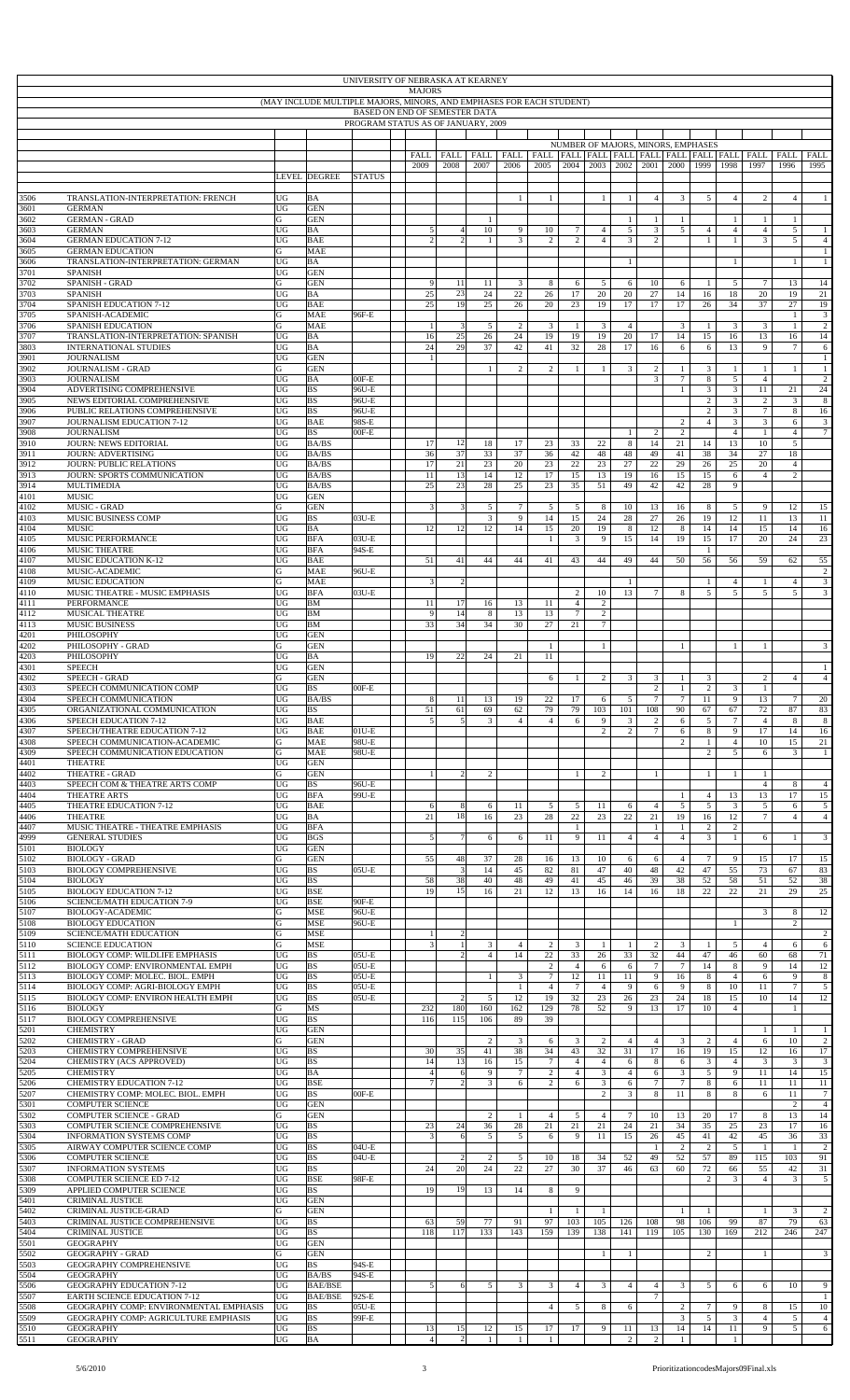# UNIVERSITY OF NEBRASKA AT KEARNEY

## MAJORS

### (MAY INCLUDE MULTIPLE MAJORS, MINORS, AND EMPHASES FOR EACH STUDENT)

### BASED ON END OF SEMESTER DATA

### PROGRAM STATUS AS OF JANUARY, 2009

| | | | | | NUMBER OF MAJORS, MINORS, EMPHASES | | | | | | | | | | | | | | |
|---|---|---|---|---|---|---|---|---|---|---|---|---|---|---|---|---|---|---|---|
| | | LEVEL | DEGREE | STATUS | FALL 2009 | FALL 2008 | FALL 2007 | FALL 2006 | FALL 2005 | FALL 2004 | FALL 2003 | FALL 2002 | FALL 2001 | FALL 2000 | FALL 1999 | FALL 1998 | FALL 1997 | FALL 1996 | FALL 1995 |
| 3506 | TRANSLATION-INTERPRETATION: FRENCH | UG | BA | | | | | 1 | 1 | | 1 | 1 | 4 | 3 | 5 | 4 | 2 | 4 | 1 |
| 3601 | GERMAN | UG | GEN | | | | | | | | | | | | | | | | |
| 3602 | GERMAN - GRAD | G | GEN | | | | 1 | | | | | 1 | 1 | 1 | | 1 | 1 | 1 | |
| 3603 | GERMAN | UG | BA | | 5 | 4 | 10 | 9 | 10 | 7 | 4 | 5 | 3 | 5 | 4 | 4 | 4 | 5 | 1 |
| 3604 | GERMAN EDUCATION 7-12 | UG | BAE | | 2 | 2 | 1 | 3 | 2 | 2 | 4 | 3 | 2 | | 1 | 1 | 3 | 5 | 4 |
| 3605 | GERMAN EDUCATION | G | MAE | | | | | | | | | | | | | | | | 1 |
| 3606 | TRANSLATION-INTERPRETATION: GERMAN | UG | BA | | | | | | | | | 1 | | | | 1 | | 1 | 1 |
| 3701 | SPANISH | UG | GEN | | | | | | | | | | | | | | | | |
| 3702 | SPANISH - GRAD | G | GEN | | 9 | 11 | 11 | 3 | 8 | 6 | 5 | 6 | 10 | 6 | 1 | 5 | 7 | 13 | 14 |
| 3703 | SPANISH | UG | BA | | 25 | 23 | 24 | 22 | 26 | 17 | 20 | 20 | 27 | 14 | 16 | 18 | 20 | 19 | 21 |
| 3704 | SPANISH EDUCATION 7-12 | UG | BAE | | 25 | 19 | 25 | 26 | 20 | 23 | 19 | 17 | 17 | 17 | 26 | 34 | 37 | 27 | 19 |
| 3705 | SPANISH-ACADEMIC | G | MAE | 96F-E | | | | | | | | | | | | | | 1 | 3 |
| 3706 | SPANISH EDUCATION | G | MAE | | 1 | 3 | 5 | 2 | 3 | 1 | 3 | 4 | | 3 | 1 | 3 | 3 | 1 | 2 |
| 3707 | TRANSLATION-INTERPRETATION: SPANISH | UG | BA | | 16 | 25 | 26 | 24 | 19 | 19 | 19 | 20 | 17 | 14 | 15 | 16 | 13 | 16 | 14 |
| 3803 | INTERNATIONAL STUDIES | UG | BA | | 24 | 29 | 37 | 42 | 41 | 32 | 28 | 17 | 16 | 6 | 6 | 13 | 9 | 7 | 6 |
| 3901 | JOURNALISM | UG | GEN | | 1 | | | | | | | | | | | | | | 1 |
| 3902 | JOURNALISM - GRAD | G | GEN | | | | 1 | 2 | 2 | 1 | 1 | 3 | 2 | 1 | 3 | 1 | 1 | 1 | 1 |
| 3903 | JOURNALISM | UG | BA | 00F-E | | | | | | | | | 3 | 7 | 8 | 5 | 4 | | 2 |
| 3904 | ADVERTISING COMPREHENSIVE | UG | BS | 96U-E | | | | | | | | | | 1 | 3 | 3 | 11 | 21 | 24 |
| 3905 | NEWS EDITORIAL COMPREHENSIVE | UG | BS | 96U-E | | | | | | | | | | | 2 | 3 | 2 | 3 | 8 |
| 3906 | PUBLIC RELATIONS COMPREHENSIVE | UG | BS | 96U-E | | | | | | | | | | | 2 | 3 | 7 | 8 | 16 |
| 3907 | JOURNALISM EDUCATION 7-12 | UG | BAE | 98S-E | | | | | | | | | | 2 | 4 | 3 | 3 | 6 | 3 |
| 3908 | JOURNALISM | UG | BS | 00F-E | | | | | | | | 1 | 2 | 2 | | 4 | 1 | 4 | 7 |
| 3910 | JOURN: NEWS EDITORIAL | UG | BA/BS | | 17 | 12 | 18 | 17 | 23 | 33 | 22 | 8 | 14 | 21 | 14 | 13 | 10 | 5 | |
| 3911 | JOURN: ADVERTISING | UG | BA/BS | | 36 | 37 | 33 | 37 | 36 | 42 | 48 | 49 | 41 | 38 | 34 | 27 | 18 | | |
| 3912 | JOURN: PUBLIC RELATIONS | UG | BA/BS | | 17 | 21 | 23 | 20 | 23 | 22 | 23 | 27 | 22 | 29 | 26 | 25 | 20 | 4 | |
| 3913 | JOURN: SPORTS COMMUNICATION | UG | BA/BS | | 11 | 13 | 14 | 12 | 17 | 15 | 13 | 19 | 16 | 15 | 15 | 6 | 4 | 2 | |
| 3914 | MULTIMEDIA | UG | BA/BS | | 25 | 23 | 28 | 25 | 23 | 35 | 51 | 49 | 42 | 42 | 28 | 9 | | | |
| 4101 | MUSIC | UG | GEN | | | | | | | | | | | | | | | | |
| 4102 | MUSIC - GRAD | G | GEN | | 3 | 3 | 5 | 7 | 5 | 5 | 8 | 10 | 13 | 16 | 8 | 5 | 9 | 12 | 15 |
| 4103 | MUSIC BUSINESS COMP | UG | BS | 03U-E | | | 3 | 9 | 14 | 15 | 24 | 28 | 27 | 26 | 19 | 12 | 11 | 13 | 11 |
| 4104 | MUSIC | UG | BA | | 12 | 12 | 12 | 14 | 15 | 20 | 19 | 8 | 12 | 8 | 14 | 14 | 15 | 14 | 16 |
| 4105 | MUSIC PERFORMANCE | UG | BFA | 03U-E | | | | | 1 | 3 | 9 | 15 | 14 | 19 | 15 | 17 | 20 | 24 | 23 |
| 4106 | MUSIC THEATRE | UG | BFA | 94S-E | | | | | | | | | | | 1 | | | | |
| 4107 | MUSIC EDUCATION K-12 | UG | BAE | | 51 | 41 | 44 | 44 | 41 | 43 | 44 | 49 | 44 | 50 | 56 | 56 | 59 | 62 | 55 |
| 4108 | MUSIC-ACADEMIC | G | MAE | 96U-E | | | | | | | | | | | | | | | 2 |
| 4109 | MUSIC EDUCATION | G | MAE | | 3 | 2 | | | | | | 1 | | | 1 | 4 | 1 | 4 | 3 |
| 4110 | MUSIC THEATRE - MUSIC EMPHASIS | UG | BFA | 03U-E | | | | | | 2 | 10 | 13 | 7 | 8 | 5 | 5 | 5 | 5 | 3 |
| 4111 | PERFORMANCE | UG | BM | | 11 | 17 | 16 | 13 | 11 | 4 | 2 | | | | | | | | |
| 4112 | MUSICAL THEATRE | UG | BM | | 9 | 14 | 8 | 13 | 13 | 7 | 2 | | | | | | | | |
| 4113 | MUSIC BUSINESS | UG | BM | | 33 | 34 | 34 | 30 | 27 | 21 | 7 | | | | | | | | |
| 4201 | PHILOSOPHY | UG | GEN | | | | | | | | | | | | | | | | |
| 4202 | PHILOSOPHY - GRAD | G | GEN | | | | | | 1 | | 1 | | | 1 | | 1 | 1 | | 3 |
| 4203 | PHILOSOPHY | UG | BA | | 19 | 22 | 24 | 21 | 11 | | | | | | | | | | |
| 4301 | SPEECH | UG | GEN | | | | | | | | | | | | | | | | 1 |
| 4302 | SPEECH - GRAD | G | GEN | | | | | | 6 | 1 | 2 | 3 | 3 | 1 | 3 | | 2 | 4 | 4 |
| 4303 | SPEECH COMMUNICATION COMP | UG | BS | 00F-E | | | | | | | | | 2 | 1 | 2 | 3 | 1 | | |
| 4304 | SPEECH COMMUNICATION | UG | BA/BS | | 8 | 11 | 13 | 19 | 22 | 17 | 6 | 5 | 7 | 7 | 11 | 9 | 13 | 7 | 20 |
| 4305 | ORGANIZATIONAL COMMUNICATION | UG | BS | | 51 | 61 | 69 | 62 | 79 | 79 | 103 | 101 | 108 | 90 | 67 | 72 | 87 | 83 |
| 4306 | SPEECH EDUCATION 7-12 | UG | BAE | | 5 | 5 | 3 | 4 | 4 | 6 | 9 | 3 | 2 | 6 | 5 | 7 | 4 | 8 | 8 |
| 4307 | SPEECH/THEATRE EDUCATION 7-12 | UG | BAE | 01U-E | | | | | | | 2 | 2 | 7 | 6 | 8 | 9 | 17 | 14 | 16 |
| 4308 | SPEECH COMMUNICATION-ACADEMIC | G | MAE | 98U-E | | | | | | | | | | 2 | 1 | 4 | 10 | 15 | 21 |
| 4309 | SPEECH COMMUNICATION EDUCATION | G | MAE | 98U-E | | | | | | | | | | | 2 | 5 | 6 | 3 | 1 |
| 4401 | THEATRE | UG | GEN | | | | | | | | | | | | | | | | |
| 4402 | THEATRE - GRAD | G | GEN | | 1 | 2 | 2 | | | 1 | 2 | | 1 | | 1 | 1 | 1 | | |
| 4403 | SPEECH COM & THEATRE ARTS COMP | UG | BS | 96U-E | | | | | | | | | | | | | 4 | 8 | 4 |
| 4404 | THEATRE ARTS | UG | BFA | 99U-E | | | | | | | | | | 1 | 4 | 13 | 13 | 17 | 15 |
| 4405 | THEATRE EDUCATION 7-12 | UG | BAE | | 6 | 8 | 6 | 11 | 5 | 5 | 11 | 6 | 4 | 5 | 5 | 3 | 5 | 6 | 5 |
| 4406 | THEATRE | UG | BA | | 21 | 18 | 16 | 23 | 28 | 22 | 23 | 22 | 21 | 19 | 16 | 12 | 7 | 4 | 4 |
| 4407 | MUSIC THEATRE - THEATRE EMPHASIS | UG | BFA | | | | | | | 1 | | | 1 | 1 | 2 | 2 | | | |
| 4999 | GENERAL STUDIES | UG | BGS | | 5 | 7 | 6 | 6 | 11 | 9 | 11 | 4 | 4 | 4 | 3 | 1 | 6 | 1 | 3 |
| 5101 | BIOLOGY | UG | GEN | | | | | | | | | | | | | | | | |
| 5102 | BIOLOGY - GRAD | G | GEN | | 55 | 48 | 37 | 28 | 16 | 13 | 10 | 6 | 6 | 4 | 7 | 9 | 15 | 17 | 15 |
| 5103 | BIOLOGY COMPREHENSIVE | UG | BS | 05U-E | | 3 | 14 | 45 | 82 | 81 | 47 | 40 | 48 | 42 | 47 | 55 | 73 | 67 | 83 |
| 5104 | BIOLOGY | UG | BS | | 58 | 38 | 40 | 48 | 49 | 41 | 45 | 46 | 39 | 38 | 52 | 58 | 51 | 52 | 38 |
| 5105 | BIOLOGY EDUCATION 7-12 | UG | BSE | | 19 | 15 | 16 | 21 | 12 | 13 | 16 | 14 | 16 | 18 | 22 | 22 | 21 | 29 | 25 |
| 5106 | SCIENCE/MATH EDUCATION 7-9 | UG | BSE | 90F-E | | | | | | | | | | | | | | | |
| 5107 | BIOLOGY-ACADEMIC | G | MSE | 96U-E | | | | | | | | | | | | | 3 | 8 | 12 |
| 5108 | BIOLOGY EDUCATION | G | MSE | 96U-E | | | | | | | | | | | | 1 | | 2 | |
| 5109 | SCIENCE/MATH EDUCATION | G | MSE | | 1 | 2 | | | | | | | | | | | | | 2 |
| 5110 | SCIENCE EDUCATION | G | MSE | | 3 | 1 | 3 | 4 | 2 | 3 | 1 | 1 | 2 | 3 | 1 | 5 | 4 | 6 | 6 |
| 5111 | BIOLOGY COMP: WILDLIFE EMPHASIS | UG | BS | 05U-E | | 2 | 4 | 14 | 22 | 33 | 26 | 33 | 32 | 44 | 47 | 46 | 60 | 68 | 71 |
| 5112 | BIOLOGY COMP: ENVIRONMENTAL EMPH | UG | BS | 05U-E | | | | | 2 | 4 | 6 | 6 | 7 | 7 | 14 | 8 | 9 | 14 | 12 |
| 5113 | BIOLOGY COMP: MOLEC. BIOL. EMPH | UG | BS | 05U-E | | | 1 | 3 | 7 | 12 | 11 | 11 | 9 | 16 | 8 | 4 | 6 | 9 | 8 |
| 5114 | BIOLOGY COMP: AGRI-BIOLOGY EMPH | UG | BS | 05U-E | | | | 1 | 4 | 7 | 4 | 9 | 6 | 9 | 8 | 10 | 11 | 7 | 5 |
| 5115 | BIOLOGY COMP: ENVIRON HEALTH EMPH | UG | BS | 05U-E | | 2 | 5 | 12 | 19 | 32 | 23 | 26 | 23 | 24 | 18 | 15 | 10 | 14 | 12 |
| 5116 | BIOLOGY | G | MS | | 232 | 180 | 160 | 162 | 129 | 78 | 52 | 9 | 13 | 17 | 10 | 4 | | 1 | |
| 5117 | BIOLOGY COMPREHENSIVE | UG | BS | | 116 | 115 | 106 | 89 | 39 | | | | | | | | | | |
| 5201 | CHEMISTRY | UG | GEN | | | | | | | | | | | | | | 1 | 1 | 1 |
| 5202 | CHEMISTRY - GRAD | G | GEN | | | | 2 | 3 | 6 | 3 | 2 | 4 | 4 | 3 | 2 | 4 | 6 | 10 | 2 |
| 5203 | CHEMISTRY COMPREHENSIVE | UG | BS | | 30 | 35 | 41 | 38 | 34 | 43 | 32 | 31 | 17 | 16 | 19 | 15 | 12 | 16 | 17 |
| 5204 | CHEMISTRY (ACS APPROVED) | UG | BS | | 14 | 13 | 16 | 15 | 7 | 4 | 4 | 6 | 8 | 6 | 3 | 4 | 3 | 3 | 3 |
| 5205 | CHEMISTRY | UG | BA | | 4 | 6 | 9 | 7 | 2 | 4 | 3 | 4 | 6 | 3 | 5 | 9 | 11 | 14 | 15 |
| 5206 | CHEMISTRY EDUCATION 7-12 | UG | BSE | | 7 | 2 | 3 | 6 | 2 | 6 | 3 | 6 | 7 | 7 | 8 | 6 | 11 | 11 | 11 |
| 5207 | CHEMISTRY COMP: MOLEC. BIOL. EMPH | UG | BS | 00F-E | | | | | | | 2 | 3 | 8 | 11 | 8 | 8 | 6 | 11 | 7 |
| 5301 | COMPUTER SCIENCE | UG | GEN | | | | | | | | | | | | | | | 2 | 4 |
| 5302 | COMPUTER SCIENCE - GRAD | G | GEN | | | | 2 | 1 | 4 | 5 | 4 | 7 | 10 | 13 | 20 | 17 | 8 | 13 | 14 |
| 5303 | COMPUTER SCIENCE COMPREHENSIVE | UG | BS | | 23 | 24 | 36 | 28 | 21 | 21 | 21 | 24 | 21 | 34 | 35 | 25 | 23 | 17 | 16 |
| 5304 | INFORMATION SYSTEMS COMP | UG | BS | | 3 | 6 | 5 | 5 | 6 | 9 | 11 | 15 | 26 | 45 | 41 | 42 | 45 | 36 | 33 |
| 5305 | AIRWAY COMPUTER SCIENCE COMP | UG | BS | 04U-E | | | | | | | | | 1 | 2 | 2 | 5 | 1 | 1 | 2 |
| 5306 | COMPUTER SCIENCE | UG | BS | 04U-E | | 2 | 2 | 5 | 10 | 18 | 34 | 52 | 49 | 52 | 57 | 89 | 115 | 103 | 91 |
| 5307 | INFORMATION SYSTEMS | UG | BS | | 24 | 20 | 24 | 22 | 27 | 30 | 37 | 46 | 63 | 60 | 72 | 66 | 55 | 42 | 31 |
| 5308 | COMPUTER SCIENCE ED 7-12 | UG | BSE | 98F-E | | | | | | | | | | | 2 | 3 | 4 | 3 | 5 |
| 5309 | APPLIED COMPUTER SCIENCE | UG | BS | | 19 | 19 | 13 | 14 | 8 | 9 | | | | | | | | | |
| 5401 | CRIMINAL JUSTICE | UG | GEN | | | | | | | | | | | | | | | | |
| 5402 | CRIMINAL JUSTICE-GRAD | G | GEN | | | | | | 1 | 1 | 1 | | | 1 | 1 | | 1 | 3 | 2 |
| 5403 | CRIMINAL JUSTICE COMPREHENSIVE | UG | BS | | 63 | 59 | 77 | 91 | 97 | 103 | 105 | 126 | 108 | 98 | 106 | 99 | 87 | 79 | 63 |
| 5404 | CRIMINAL JUSTICE | UG | BS | | 118 | 117 | 133 | 143 | 159 | 139 | 138 | 141 | 119 | 105 | 130 | 169 | 212 | 246 | 247 |
| 5501 | GEOGRAPHY | UG | GEN | | | | | | | | | | | | | | | | |
| 5502 | GEOGRAPHY - GRAD | G | GEN | | | | | | | | 1 | 1 | | | 2 | | 1 | | 3 |
| 5503 | GEOGRAPHY COMPREHENSIVE | UG | BS | 94S-E | | | | | | | | | | | | | | | |
| 5504 | GEOGRAPHY | UG | BA/BS | 94S-E | | | | | | | | | | | | | | | |
| 5506 | GEOGRAPHY EDUCATION 7-12 | UG | BAE/BSE | | 5 | 6 | 5 | 3 | 3 | 4 | 3 | 4 | 4 | 3 | 5 | 6 | 6 | 10 | 9 |
| 5507 | EARTH SCIENCE EDUCATION 7-12 | UG | BAE/BSE | 92S-E | | | | | | | | | 7 | | | | | | 1 |
| 5508 | GEOGRAPHY COMP: ENVIRONMENTAL EMPHASIS | UG | BS | 05U-E | | | | | 4 | 5 | 8 | 6 | | 2 | 7 | 9 | 8 | 15 | 10 |
| 5509 | GEOGRAPHY COMP: AGRICULTURE EMPHASIS | UG | BS | 99F-E | | | | | | | | | | 5 | 3 | 3 | 4 | 5 | 4 |
| 5510 | GEOGRAPHY | UG | BS | | 13 | 15 | 12 | 15 | 17 | 17 | 9 | 11 | 13 | 14 | 14 | 11 | 9 | 5 | 6 |
| 5511 | GEOGRAPHY | UG | BA | | 4 | 2 | 1 | 1 | 1 | | | 2 | 2 | 1 | | 1 | | | |

5/6/2010 PrioritizationcodesMajors09Final.xls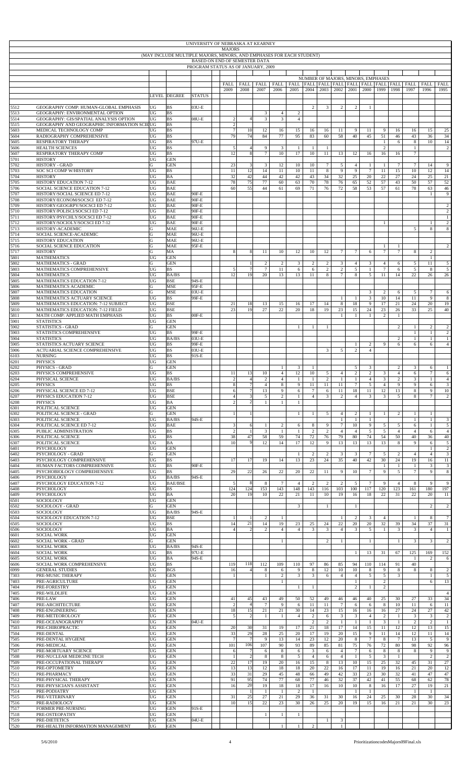UNIVERSITY OF NEBRASKA AT KEARNEY

MAJORS

(MAY INCLUDE MULTIPLE MAJORS, MINORS, AND EMPHASES FOR EACH STUDENT)

BASED ON END OF SEMESTER DATA

PROGRAM STATUS AS OF JANUARY, 2009

| | | | | | NUMBER OF MAJORS, MINORS, EMPHASES | | | | | | | | | | | | | | |
|---|---|---|---|---|---|---|---|---|---|---|---|---|---|---|---|---|---|---|---|
| | | | | | FALL 2009 | FALL 2008 | FALL 2007 | FALL 2006 | FALL 2005 | FALL 2004 | FALL 2003 | FALL 2002 | FALL 2001 | FALL 2000 | FALL 1999 | FALL 1998 | FALL 1997 | FALL 1996 | FALL 1995 |
| | | LEVEL | DEGREE | STATUS | | | | | | | | | | | | | | | |
| 5512 | GEOGRAPHY COMP: HUMAN-GLOBAL EMPHASIS | UG | BS | 03U-E | | | | | | 2 | 3 | 2 | 2 | 1 | | | | | |
| 5513 | GEOGRAPHY: ENVIRONMENTAL OPTION | UG | BS | | | | 3 | 4 | 2 | | | | | | | | | | |
| 5514 | GEOGRAPHY: GIS/SPATIAL ANALYSIS OPTION | UG | BS | 08U-E | 2 | 4 | 3 | 3 | 4 | | | | | | | | | | |
| 5515 | GEOGRAPHY AND GEOGRAPHIC INFORMATION SCIE | UG | BS | | 2 | | | | | | | | | | | | | | |
| 5603 | MEDICAL TECHNOLOGY COMP | UG | BS | | 7 | 10 | 12 | 16 | 15 | 16 | 16 | 11 | 9 | 11 | 9 | 16 | 16 | 15 | 25 |
| 5604 | RADIOGRAPHY COMPREHENSIVE | UG | BS | | 79 | 74 | 84 | 77 | 95 | 83 | 60 | 58 | 40 | 45 | 51 | 46 | 43 | 36 | 34 |
| 5605 | RESPIRATORY THERAPY | UG | BS | 97U-E | | | | | | | | | | | 1 | 6 | 8 | 10 | 14 |
| 5606 | HEALTH SCIENCES | UG | BS | | 5 | 4 | 9 | 3 | 1 | 1 | 1 | | | | 2 | | 1 | | 2 |
| 5607 | RESPIRATORY THERAPY COMP | UG | BS | | 12 | 8 | 7 | 10 | 17 | 10 | 11 | 13 | 12 | 16 | 16 | 16 | 7 | | |
| 5701 | HISTORY | UG | GEN | | | | | | | | | | | | | | | | |
| 5702 | HISTORY - GRAD | G | GEN | | 23 | 3 | 3 | 12 | 10 | 10 | 7 | 5 | 4 | 1 | 1 | 7 | 7 | 14 | 9 |
| 5703 | SOC SCI COMP W/HISTORY | UG | BS | | 11 | 12 | 14 | 11 | 10 | 11 | 8 | 9 | 9 | 7 | 11 | 15 | 10 | 12 | 14 |
| 5704 | HISTORY | UG | BA | | 32 | 42 | 44 | 42 | 42 | 43 | 34 | 32 | 25 | 20 | 22 | 27 | 24 | 25 | 21 |
| 5705 | HISTORY EDUCATION 7-12 | UG | BAE | | 78 | 75 | 77 | 60 | 63 | 70 | 78 | 76 | 65 | 52 | 57 | 43 | 50 | 57 | 52 |
| 5706 | SOCIAL SCIENCE EDUCATION 7-12 | UG | BAE | | 60 | 55 | 44 | 61 | 69 | 71 | 76 | 72 | 58 | 53 | 57 | 61 | 78 | 63 | 46 |
| 5707 | HISTORY/SOCIAL SCIENCE ED 7-12 | UG | BAE | 90F-E | | | | | | | | | | | | | | 1 | 9 |
| 5708 | HISTORY/ECONOM/SOCSCI ED 7-12 | UG | BAE | 90F-E | | | | | | | | | | | | | | | |
| 5709 | HISTORY/GEOGRPY/SOCSCI ED 7-12 | UG | BAE | 90F-E | | | | | | | | | | | | | | | 2 |
| 5710 | HISTORY/POLISCI/SOCSCI ED 7-12 | UG | BAE | 90F-E | | | | | | | | | | | | | | | 2 |
| 5711 | HISTORY/PSYCHLY/SOCSCI ED 7-12 | UG | BAE | 90F-E | | | | | | | | | | | | | | | 1 |
| 5712 | HISTORY/SOCIOLY/SOCSCI ED 7-12 | UG | BAE | 90F-E | | | | | | | | | | | 1 | | | 1 | 2 |
| 5713 | HISTORY-ACADEMIC | G | MAE | 96U-E | | | | | | | | | | | | | 5 | 8 | 8 |
| 5714 | SOCIAL SCIENCE-ACADEMIC | G | MAE | 96U-E | | | | | | | | | | | | | | | |
| 5715 | HISTORY EDUCATION | G | MAE | 96U-E | | | | | | | | | | | | | | | |
| 5716 | SOCIAL SCIENCE EDUCATION | G | MAE | 95F-E | | | | | | | | | | | 1 | 1 | | | 2 |
| 5717 | HISTORY | G | MA | | 8 | 8 | 11 | 10 | 12 | 10 | 12 | 7 | 7 | 6 | 7 | 7 | 8 | 2 | |
| 5801 | MATHEMATICS | UG | GEN | | | | | | | | | | | | | | | 1 | |
| 5802 | MATHEMATICS - GRAD | G | GEN | | | 1 | 2 | 2 | 3 | 2 | 2 | 3 | 4 | 3 | 4 | 6 | 5 | 11 | 5 |
| 5803 | MATHEMATICS COMPREHENSIVE | UG | BS | | 5 | 7 | 7 | 11 | 6 | 6 | 2 | 2 | 5 | 1 | 7 | 6 | 5 | 8 | 5 |
| 5804 | MATHEMATICS | UG | BA/BS | | 12 | 19 | 20 | 13 | 13 | 11 | 8 | 7 | 8 | 5 | 11 | 14 | 22 | 26 | 26 |
| 5805 | MATHEMATICS EDUCATION 7-12 | UG | BSE | 94S-E | | | | | | | | | | | | | | | |
| 5806 | MATHEMATICS ACADEMIC | G | MSE | 95F-E | | | | | | | | | | | | | | | |
| 5807 | MATHEMATICS EDUCATION | G | MSE | 03U-E | | | | | | | | | | 3 | 2 | 6 | 5 | 7 | 6 |
| 5808 | MATHEMATICS ACTUARY SCIENCE | UG | BS | 99F-E | | | | | | | | 1 | 1 | 3 | 10 | 14 | 11 | 9 | 8 |
| 5809 | MATHEMATICS EDUCATION: 7-12 SUBJECT | UG | BSE | | 21 | 18 | 13 | 15 | 16 | 17 | 14 | 8 | 18 | 9 | 17 | 21 | 24 | 20 | 19 |
| 5810 | MATHEMATICS EDUCATION: 7-12 FIELD | UG | BSE | | 23 | 19 | 27 | 22 | 20 | 18 | 19 | 23 | 15 | 24 | 23 | 26 | 33 | 25 | 40 |
| 5811 | MATH COMP: APPLIED MATH EMPHASIS | UG | BS | 00F-E | | | | | | | | 1 | 1 | 1 | 2 | 1 | | | |
| 5901 | STATISTICS | UG | GEN | | | | | | | | | | | | | | | | |
| 5902 | STATISTICS - GRAD | G | GEN | | | | | | 1 | 1 | 1 | | | | | 2 | 1 | 2 | 2 |
| 5903 | STATISTICS COMPREHENSIVE | UG | BS | 99F-E | | | | | | | | | | | | | 1 | 1 | 2 |
| 5904 | STATISTICS | UG | BA/BS | 03U-E | | | | | | | | | | | | 2 | 1 | 1 | 1 |
| 5905 | STATISTICS ACTUARY SCIENCE | UG | BS | 99F-E | | | | | | | | | 1 | 2 | 9 | 6 | 6 | 6 | 4 |
| 5906 | ACTUARIAL SCIENCE COMPREHENSIVE | UG | BS | 03U-E | | | | | | | 3 | 5 | 2 | 4 | | | | | |
| 6103 | NURSING | UG | BS | 91S-E | | | | | | | | | | | | | | | |
| 6201 | PHYSICS | UG | GEN | | | | | | | | | | | | | | | | |
| 6202 | PHYSICS - GRAD | G | GEN | | | | | 1 | 3 | 1 | | | 5 | 3 | | 2 | 3 | 6 | 1 |
| 6203 | PHYSICS COMPREHENSIVE | UG | BS | | 11 | 13 | 10 | 4 | 12 | 10 | 5 | 4 | 2 | 2 | 3 | 4 | 6 | 7 | 6 |
| 6204 | PHYSICAL SCIENCE | UG | BA/BS | | 2 | 4 | 2 | 4 | 1 | 1 | 2 | 1 | 1 | 4 | 3 | 2 | 3 | 1 | 4 |
| 6205 | PHYSICS | UG | BS | | 8 | 7 | 4 | 8 | 9 | 11 | 11 | 11 | 7 | 5 | 4 | 9 | 9 | 6 | 3 |
| 6206 | PHYSICAL SCIENCE ED 7-12 | UG | BSE | | 6 | 7 | 13 | 9 | 6 | 7 | 6 | 11 | 18 | 11 | 12 | 13 | 8 | 9 | 10 |
| 6207 | PHYSICS EDUCATION 7-12 | UG | BSE | | 4 | 3 | 5 | 2 | 1 | 4 | 3 | 2 | 4 | 3 | 3 | 5 | 8 | 7 | 2 |
| 6208 | PHYSICS | UG | BA | | 2 | 2 | 1 | 1 | 1 | | | | | | | | | | |
| 6301 | POLITICAL SCIENCE | UG | GEN | | | | | | | | | | | | | | | | |
| 6302 | POLITICAL SCIENCE - GRAD | G | GEN | | 1 | 1 | | | 1 | 1 | 5 | 4 | 2 | 1 | 1 | 2 | 1 | 1 | |
| 6303 | POLITICAL SCIENCE | UG | BA/BS | 94S-E | | | | | | | | 1 | 1 | 1 | | | 1 | 1 | 3 |
| 6304 | POLITICAL SCIENCE ED 7-12 | UG | BAE | | 3 | 6 | 1 | 2 | 6 | 8 | 9 | 7 | 10 | 9 | 5 | 5 | 6 | 1 | 5 |
| 6305 | PUBLIC ADMINISTRATION | UG | BS | | 2 | 1 | 3 | 1 | 1 | 2 | 2 | 4 | 4 | 5 | 5 | 4 | 4 | 6 | 4 |
| 6306 | POLITICAL SCIENCE | UG | BS | | 38 | 47 | 58 | 59 | 74 | 72 | 76 | 79 | 80 | 74 | 54 | 50 | 40 | 36 | 40 |
| 6307 | POLITICAL SCIENCE | UG | BA | | 10 | 9 | 12 | 14 | 17 | 12 | 9 | 13 | 13 | 13 | 13 | 8 | 9 | 6 | 5 |
| 6401 | PSYCHOLOGY | UG | GEN | | | | | | | | | | | | | | | 1 | 2 |
| 6402 | PSYCHOLOGY - GRAD | G | GEN | | | | | | 1 | 2 | 2 | 3 | 3 | 7 | 5 | 2 | 4 | 4 | 3 |
| 6403 | PSYCHOLOGY COMPREHENSIVE | UG | BS | | 17 | 17 | 19 | 14 | 13 | 23 | 24 | 35 | 40 | 42 | 30 | 24 | 19 | 16 | 11 |
| 6404 | HUMAN FACTORS COMPREHENSIVE | UG | BS | 90F-E | | | | | | | | | | | 1 | 1 | 1 | 3 | 3 |
| 6405 | PSYCHOBIOLOGY COMPREHENSIVE | UG | BS | | 29 | 22 | 26 | 22 | 20 | 22 | 11 | 9 | 10 | 7 | 9 | 5 | 7 | 9 | 8 |
| 6406 | PSYCHOLOGY | UG | BA/BS | 94S-E | | | | | | | | | | | | | | | |
| 6407 | PSYCHOLOGY EDUCATION 7-12 | UG | BAE/BSE | | 5 | 8 | 8 | 7 | 4 | 2 | 2 | 2 | 5 | 7 | 9 | 4 | 8 | 9 | 9 |
| 6408 | PSYCHOLOGY | UG | BS | | 124 | 124 | 153 | 143 | 148 | 143 | 116 | 103 | 100 | 117 | 120 | 123 | 161 | 180 | 197 |
| 6409 | PSYCHOLOGY | UG | BA | | 20 | 19 | 10 | 22 | 21 | 11 | 10 | 19 | 16 | 18 | 22 | 31 | 22 | 20 | 11 |
| 6501 | SOCIOLOGY | UG | GEN | | | | | | | | | | | | | | | | |
| 6502 | SOCIOLOGY - GRAD | G | GEN | | | | | | 3 | | 1 | | 1 | | | | | 2 | 2 |
| 6503 | SOCIOLOGY | UG | BA/BS | 94S-E | | | | | | | | | | | | | | | |
| 6504 | SOCIOLOGY EDUCATION 7-12 | UG | BSE | | 1 | 1 | 2 | 1 | | | | 1 | 2 | 3 | 4 | | 1 | 8 | 7 |
| 6505 | SOCIOLOGY | UG | BS | | 14 | 21 | 14 | 19 | 23 | 25 | 24 | 22 | 20 | 20 | 32 | 39 | 34 | 37 | 31 |
| 6506 | SOCIOLOGY | UG | BA | | 4 | 2 | 2 | 4 | 4 | 3 | 3 | 4 | 3 | 5 | 1 | 3 | 3 | 4 | 1 |
| 6601 | SOCIAL WORK | UG | GEN | | | | | | | | | | | | | | | | |
| 6602 | SOCIAL WORK - GRAD | G | GEN | | | | | 1 | | | 2 | 1 | | 1 | | 1 | 3 | 3 | 2 |
| 6603 | SOCIAL WORK | UG | BA/BS | 94S-E | | | | | | | | | | | | | | | |
| 6604 | SOCIAL WORK | UG | BS | 97U-E | | | | | | | | | 1 | 13 | 31 | 67 | 125 | 169 | 152 |
| 6605 | SOCIAL WORK | UG | BA | 94S-E | | | | | | | | | | | | | 1 | 2 | 6 |
| 6606 | SOCIAL WORK COMPREHENSIVE | UG | BS | | 119 | 118 | 112 | 109 | 110 | 97 | 86 | 85 | 94 | 110 | 114 | 91 | 40 | | |
| 6999 | GENERAL STUDIES | UG | BGS | | 16 | 4 | 8 | 6 | 9 | 8 | 12 | 10 | 10 | 8 | 9 | 8 | 8 | 8 | 2 |
| 7303 | PRE-MUSIC THERAPY | UG | GEN | | 1 | | 1 | 2 | 3 | 3 | 6 | 4 | 4 | 5 | 5 | 3 | | 1 | 5 |
| 7403 | PRE-AGRICULTURE | UG | GEN | | | | | 1 | | | | | 1 | | 2 | | | 6 | 13 |
| 7404 | PRE-FORESTRY | UG | GEN | | | | | | 1 | 1 | | | 2 | 1 | 2 | | | | |
| 7405 | PRE-WILDLIFE | UG | GEN | | | | | | | | | | | | | | | | 4 |
| 7406 | PRE-LAW | UG | GEN | | 41 | 45 | 43 | 49 | 50 | 52 | 49 | 46 | 46 | 40 | 25 | 30 | 27 | 33 | 34 |
| 7407 | PRE-ARCHITECTURE | UG | GEN | | 2 | 4 | 7 | 9 | 6 | 11 | 11 | 7 | 6 | 6 | 8 | 10 | 11 | 6 | 11 |
| 7408 | PRE-ENGINEERING | UG | GEN | | 18 | 15 | 21 | 21 | 30 | 14 | 23 | 15 | 16 | 16 | 16 | 27 | 24 | 27 | 42 |
| 7409 | PRE-METEOROLOGY | UG | GEN | | 5 | 2 | 1 | 1 | 4 | 2 | 6 | 3 | 3 | 4 | 2 | 1 | 3 | 3 | 2 |
| 7410 | PRE-OCEANOGRAPHY | UG | GEN | 04U-E | | | | | | 2 | 2 | 1 | 1 | 1 | 3 | 1 | 2 | 2 | 1 |
| 7503 | PRE-CHIROPRACTIC | UG | GEN | | 20 | 30 | 31 | 19 | 17 | 21 | 18 | 17 | 14 | 15 | 11 | 12 | 12 | 13 | 15 |
| 7504 | PRE-DENTAL | UG | GEN | | 33 | 29 | 28 | 25 | 20 | 17 | 19 | 20 | 15 | 9 | 11 | 14 | 12 | 11 | 14 |
| 7505 | PRE-DENTAL HYGIENE | UG | GEN | | 7 | 7 | 9 | 13 | 14 | 23 | 12 | 20 | 8 | 7 | 8 | 7 | 13 | 5 | 9 |
| 7506 | PRE-MEDICAL | UG | GEN | | 101 | 106 | 107 | 90 | 93 | 89 | 85 | 81 | 75 | 76 | 72 | 80 | 98 | 92 | 96 |
| 7507 | PRE-MORTUARY SCIENCE | UG | GEN | | 6 | 7 | 6 | 8 | 6 | 3 | 6 | 4 | 7 | 6 | 8 | 8 | 8 | 9 | 9 |
| 7508 | PRE-NUCLEAR MEDICINE TECH | UG | GEN | | 1 | 1 | 8 | 8 | 5 | 4 | 6 | 4 | 1 | 5 | 3 | 1 | | 2 | 2 |
| 7509 | PRE-OCCUPATIONAL THERAPY | UG | GEN | | 22 | 17 | 19 | 20 | 16 | 15 | 8 | 13 | 10 | 15 | 25 | 32 | 45 | 31 | 27 |
| 7510 | PRE-OPTOMETRY | UG | GEN | | 13 | 13 | 12 | 18 | 18 | 20 | 22 | 16 | 17 | 11 | 19 | 16 | 21 | 20 | 12 |
| 7511 | PRE-PHARMACY | UG | GEN | | 33 | 31 | 29 | 45 | 48 | 66 | 49 | 42 | 33 | 23 | 30 | 32 | 41 | 47 | 47 |
| 7512 | PRE-PHYSICAL THERAPY | UG | GEN | | 91 | 95 | 74 | 77 | 68 | 77 | 46 | 32 | 37 | 42 | 41 | 55 | 68 | 62 | 78 |
| 7513 | PRE-PHYSICIAN'S ASSISTANT | UG | GEN | | 16 | 20 | 19 | 18 | 18 | 17 | 16 | 10 | 10 | 8 | 16 | 17 | 27 | 19 | 21 |
| 7514 | PRE-PODIATRY | UG | GEN | | | 1 | 1 | 1 | 2 | 1 | | | 1 | 1 | | | 1 | 1 | |
| 7515 | PRE-VETERINARY | UG | GEN | | 31 | 25 | 27 | 21 | 29 | 36 | 31 | 30 | 16 | 24 | 25 | 30 | 28 | 30 | 34 |
| 7516 | PRE-RADIOLOGY | UG | GEN | | 10 | 15 | 22 | 23 | 30 | 26 | 25 | 20 | 19 | 15 | 16 | 21 | 21 | 30 | 23 |
| 7517 | FORMER PRE-NURSING | UG | GEN | 91S-E | | | | | | | | | | | | | | | |
| 7518 | PRE-OSTEOPATHY | UG | GEN | | | | 1 | 1 | 1 | | | | | | | | | | |
| 7519 | PRE-DIETETICS | UG | GEN | 04U-E | | | | | | | 1 | 3 | | | | | | | |
| 7520 | PRE-HEALTH INFORMATION MANAGEMENT | UG | GEN | | | | | 1 | 1 | 2 | | 1 | | | | | | | |

5/6/2010 PrioritizationcodesMajors09Final.xls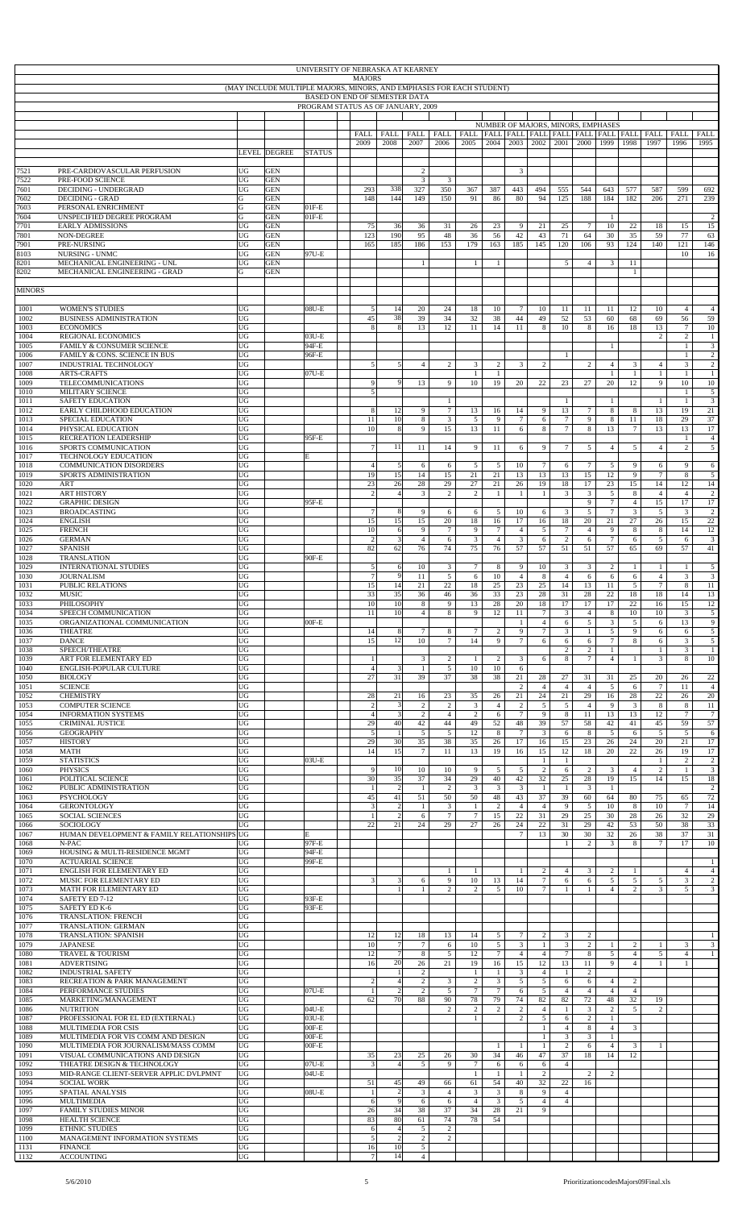# UNIVERSITY OF NEBRASKA AT KEARNEY

## MAJORS

(MAY INCLUDE MULTIPLE MAJORS, MINORS, AND EMPHASES FOR EACH STUDENT)

BASED ON END OF SEMESTER DATA

PROGRAM STATUS AS OF JANUARY, 2009

| | | LEVEL | DEGREE | STATUS | FALL 2009 | FALL 2008 | FALL 2007 | FALL 2006 | FALL 2005 | FALL 2004 | FALL 2003 | FALL 2002 | FALL 2001 | FALL 2000 | FALL 1999 | FALL 1998 | FALL 1997 | FALL 1996 | FALL 1995 |
|---|---|---|---|---|---|---|---|---|---|---|---|---|---|---|---|---|---|---|---|
| 7521 | PRE-CARDIOVASCULAR PERFUSION | UG | GEN | | | | 2 | | | | 3 | | | | | | | | |
| 7522 | PRE-FOOD SCIENCE | UG | GEN | | | | 3 | 3 | | | | | | | | | | | |
| 7601 | DECIDING - UNDERGRAD | UG | GEN | | 293 | 338 | 327 | 350 | 367 | 387 | 443 | 494 | 555 | 544 | 643 | 577 | 587 | 599 | 692 |
| 7602 | DECIDING - GRAD | G | GEN | | 148 | 144 | 149 | 150 | 91 | 86 | 80 | 94 | 125 | 188 | 184 | 182 | 206 | 271 | 239 |
| 7603 | PERSONAL ENRICHMENT | G | GEN | 01F-E | | | | | | | | | | | | | | | |
| 7604 | UNSPECIFIED DEGREE PROGRAM | G | GEN | 01F-E | | | | | | | | | | | 1 | | | | 2 |
| 7701 | EARLY ADMISSIONS | UG | GEN | | 75 | 36 | 36 | 31 | 26 | 23 | 9 | 21 | 25 | 7 | 10 | 22 | 18 | 15 | 15 |
| 7801 | NON-DEGREE | UG | GEN | | 123 | 190 | 95 | 48 | 36 | 56 | 42 | 43 | 71 | 64 | 30 | 35 | 59 | 77 | 63 |
| 7901 | PRE-NURSING | UG | GEN | | 165 | 185 | 186 | 153 | 179 | 163 | 185 | 145 | 120 | 106 | 93 | 124 | 140 | 121 | 146 |
| 8103 | NURSING - UNMC | UG | GEN | 97U-E | | | | | | | | | | | | | | 10 | 16 |
| 8201 | MECHANICAL ENGINEERING - UNL | UG | GEN | | | | 1 | | 1 | 1 | | | 5 | 4 | 3 | 11 | | | |
| 8202 | MECHANICAL ENGINEERING - GRAD | G | GEN | | | | | | | | | | | | | 1 | | | |
| **MINORS** | | | | | | | | | | | | | | | | | | | |
| 1001 | WOMEN'S STUDIES | UG | | 08U-E | 5 | 14 | 20 | 24 | 18 | 10 | 7 | 10 | 11 | 11 | 11 | 12 | 10 | 4 | 4 |
| 1002 | BUSINESS ADMINISTRATION | UG | | | 45 | 38 | 39 | 34 | 32 | 38 | 44 | 49 | 52 | 53 | 60 | 68 | 69 | 56 | 59 |
| 1003 | ECONOMICS | UG | | | 8 | 8 | 13 | 12 | 11 | 14 | 11 | 8 | 10 | 8 | 16 | 18 | 13 | 7 | 10 |
| 1004 | REGIONAL ECONOMICS | UG | | 03U-E | | | | | | | | | | | | | 2 | 2 | 1 |
| 1005 | FAMILY & CONSUMER SCIENCE | UG | | 94F-E | | | | | | | | | | | 1 | | | 1 | 3 |
| 1006 | FAMILY & CONS. SCIENCE IN BUS | UG | | 96F-E | | | | | | | | | 1 | | | | | 1 | 2 |
| 1007 | INDUSTRIAL TECHNOLOGY | UG | | | 5 | 5 | 4 | 2 | 3 | 2 | 3 | 2 | | 2 | 4 | 3 | 4 | 3 | 2 |
| 1008 | ARTS-CRAFTS | UG | | 07U-E | | | | | 1 | 1 | | | | | 1 | 1 | 1 | 1 | 1 |
| 1009 | TELECOMMUNICATIONS | UG | | | 9 | 9 | 13 | 9 | 10 | 19 | 20 | 22 | 23 | 27 | 20 | 12 | 9 | 10 | 10 |
| 1010 | MILITARY SCIENCE | UG | | | 5 | | | | | | | | | | | | | 1 | 5 |
| 1011 | SAFETY EDUCATION | UG | | | | | | 1 | | | | | 1 | | 1 | | 1 | 1 | 3 |
| 1012 | EARLY CHILDHOOD EDUCATION | UG | | | 8 | 12 | 9 | 7 | 13 | 16 | 14 | 9 | 13 | 7 | 8 | 8 | 13 | 19 | 21 |
| 1013 | SPECIAL EDUCATION | UG | | | 11 | 10 | 8 | 3 | 5 | 9 | 7 | 6 | 7 | 9 | 8 | 11 | 18 | 29 | 37 |
| 1014 | PHYSICAL EDUCATION | UG | | | 10 | 8 | 9 | 15 | 13 | 11 | 6 | 8 | 7 | 8 | 13 | 7 | 13 | 13 | 17 |
| 1015 | RECREATION LEADERSHIP | UG | | 95F-E | | | | | | | | | | | | | | 1 | 4 |
| 1016 | SPORTS COMMUNICATION | UG | | | 7 | 11 | 11 | 14 | 9 | 11 | 6 | 9 | 7 | 5 | 4 | 5 | 4 | 2 | 5 |
| 1017 | TECHNOLOGY EDUCATION | UG | | E | | | | | | | | | | | | | | | |
| 1018 | COMMUNICATION DISORDERS | UG | | | 4 | 5 | 6 | 6 | 5 | 5 | 10 | 7 | 6 | 7 | 5 | 9 | 6 | 9 | 6 |
| 1019 | SPORTS ADMINISTRATION | UG | | | 19 | 15 | 14 | 15 | 21 | 21 | 13 | 13 | 15 | 12 | 9 | 7 | 8 | 5 |
| 1020 | ART | UG | | | 23 | 26 | 28 | 29 | 27 | 21 | 26 | 19 | 18 | 17 | 23 | 15 | 14 | 12 | 14 |
| 1021 | ART HISTORY | UG | | | 2 | 4 | 3 | 2 | 2 | 1 | 1 | 1 | 3 | 3 | 5 | 8 | 4 | 4 | 2 |
| 1022 | GRAPHIC DESIGN | UG | | 95F-E | | | | | | | | | | 9 | 7 | 4 | 15 | 17 | 17 |
| 1023 | BROADCASTING | UG | | | 7 | 8 | 9 | 6 | 6 | 5 | 10 | 6 | 3 | 5 | 7 | 3 | 5 | 3 | 2 |
| 1024 | ENGLISH | UG | | | 15 | 15 | 15 | 20 | 18 | 16 | 17 | 16 | 18 | 20 | 21 | 27 | 26 | 15 | 22 |
| 1025 | FRENCH | UG | | | 10 | 6 | 9 | 7 | 9 | 7 | 4 | 5 | 7 | 4 | 9 | 8 | 8 | 14 | 12 |
| 1026 | GERMAN | UG | | | 2 | 3 | 4 | 6 | 3 | 4 | 3 | 6 | 2 | 6 | 7 | 6 | 5 | 6 | 3 |
| 1027 | SPANISH | UG | | | 82 | 62 | 76 | 74 | 75 | 76 | 57 | 57 | 51 | 51 | 57 | 65 | 69 | 57 | 41 |
| 1028 | TRANSLATION | UG | | 90F-E | | | | | | | | | | | | | | | |
| 1029 | INTERNATIONAL STUDIES | UG | | | 5 | 6 | 10 | 3 | 7 | 8 | 9 | 10 | 3 | 3 | 2 | 1 | 1 | 1 | 5 |
| 1030 | JOURNALISM | UG | | | 7 | 9 | 11 | 5 | 6 | 10 | 4 | 8 | 4 | 6 | 6 | 6 | 4 | 3 | 3 |
| 1031 | PUBLIC RELATIONS | UG | | | 15 | 14 | 21 | 22 | 18 | 25 | 23 | 25 | 14 | 13 | 11 | 5 | 7 | 8 | 11 |
| 1032 | MUSIC | UG | | | 33 | 35 | 36 | 46 | 36 | 33 | 23 | 28 | 31 | 28 | 22 | 18 | 18 | 14 | 13 |
| 1033 | PHILOSOPHY | UG | | | 10 | 10 | 8 | 9 | 13 | 28 | 20 | 18 | 17 | 17 | 17 | 22 | 16 | 15 | 12 |
| 1034 | SPEECH COMMUNICATION | UG | | | 11 | 10 | 4 | 8 | 9 | 12 | 11 | 7 | 3 | 4 | 8 | 10 | 10 | 3 | 5 |
| 1035 | ORGANIZATIONAL COMMUNICATION | UG | | 00F-E | | | | | | | 1 | 4 | 6 | 5 | 3 | 5 | 6 | 13 | 9 |
| 1036 | THEATRE | UG | | | 14 | 8 | 7 | 8 | 7 | 2 | 9 | 7 | 3 | 1 | 5 | 9 | 6 | 6 | 5 |
| 1037 | DANCE | UG | | | 15 | 12 | 10 | 7 | 14 | 9 | 7 | 6 | 6 | 6 | 7 | 8 | 6 | 3 | 5 |
| 1038 | SPEECH/THEATRE | UG | | | | | | | | | | | 2 | 2 | 1 | | 1 | 3 | 1 |
| 1039 | ART FOR ELEMENTARY ED | UG | | | 1 | | 3 | 2 | 1 | 2 | 3 | 6 | 8 | 7 | 4 | 1 | 3 | 8 | 10 |
| 1040 | ENGLISH-POPULAR CULTURE | UG | | | 4 | 3 | 1 | 5 | 10 | 10 | 6 | | | | | | | | |
| 1050 | BIOLOGY | UG | | | 27 | 31 | 39 | 37 | 38 | 38 | 21 | 28 | 27 | 31 | 31 | 25 | 20 | 26 | 22 |
| 1051 | SCIENCE | UG | | | | | | | | | 2 | 4 | 4 | 4 | 5 | 6 | 7 | 11 | 4 |
| 1052 | CHEMISTRY | UG | | | 28 | 21 | 16 | 23 | 35 | 26 | 21 | 24 | 21 | 29 | 16 | 28 | 22 | 26 | 20 |
| 1053 | COMPUTER SCIENCE | UG | | | 2 | 3 | 2 | 2 | 3 | 4 | 2 | 5 | 5 | 4 | 9 | 3 | 8 | 8 | 11 |
| 1054 | INFORMATION SYSTEMS | UG | | | 4 | 3 | 2 | 4 | 2 | 6 | 7 | 9 | 8 | 11 | 13 | 13 | 12 | 7 | 7 |
| 1055 | CRIMINAL JUSTICE | UG | | | 29 | 40 | 42 | 44 | 49 | 52 | 48 | 39 | 57 | 58 | 42 | 41 | 45 | 59 | 57 |
| 1056 | GEOGRAPHY | UG | | | 5 | 1 | 5 | 5 | 12 | 8 | 7 | 3 | 6 | 8 | 5 | 6 | 5 | 5 | 6 |
| 1057 | HISTORY | UG | | | 29 | 30 | 35 | 38 | 35 | 26 | 17 | 16 | 15 | 23 | 26 | 24 | 20 | 21 | 17 |
| 1058 | MATH | UG | | | 14 | 15 | 7 | 11 | 13 | 19 | 16 | 15 | 12 | 18 | 20 | 22 | 26 | 19 | 17 |
| 1059 | STATISTICS | UG | | 03U-E | | | | | | | | 1 | 1 | | | | 1 | 2 | 2 |
| 1060 | PHYSICS | UG | | | 9 | 10 | 10 | 10 | 9 | 5 | 5 | 2 | 6 | 2 | 3 | 4 | 2 | 1 | 3 |
| 1061 | POLITICAL SCIENCE | UG | | | 30 | 35 | 37 | 34 | 29 | 40 | 42 | 32 | 25 | 28 | 19 | 15 | 14 | 15 | 18 |
| 1062 | PUBLIC ADMINISTRATION | UG | | | 1 | 2 | 1 | 2 | 3 | 3 | 3 | 1 | 1 | 3 | 1 | | | | 2 |
| 1063 | PSYCHOLOGY | UG | | | 45 | 41 | 51 | 50 | 50 | 48 | 43 | 37 | 39 | 60 | 64 | 80 | 75 | 65 | 72 |
| 1064 | GERONTOLOGY | UG | | | 3 | 2 | 1 | 3 | 1 | 2 | 4 | 4 | 9 | 5 | 10 | 8 | 10 | 7 | 14 |
| 1065 | SOCIAL SCIENCES | UG | | | 1 | 2 | 6 | 7 | 7 | 15 | 22 | 31 | 29 | 25 | 30 | 28 | 26 | 32 | 29 |
| 1066 | SOCIOLOGY | UG | | | 22 | 21 | 24 | 29 | 27 | 26 | 24 | 22 | 31 | 29 | 42 | 53 | 50 | 38 | 33 |
| 1067 | HUMAN DEVELOPMENT & FAMILY RELATIONSHIPS | UG | | E | | | | | | | 7 | 13 | 30 | 30 | 32 | 26 | 38 | 37 | 31 |
| 1068 | N-PAC | UG | | 97F-E | | | | | | | | | 1 | 2 | 3 | 8 | 7 | 17 | 10 |
| 1069 | HOUSING & MULTI-RESIDENCE MGMT | UG | | 94F-E | | | | | | | | | | | | | | | |
| 1070 | ACTUARIAL SCIENCE | UG | | 99F-E | | | | | | | | | | | | | | | 1 |
| 1071 | ENGLISH FOR ELEMENTARY ED | UG | | | | | | 1 | 1 | | 1 | 2 | 4 | 3 | 2 | 1 | | 4 | 4 |
| 1072 | MUSIC FOR ELEMENTARY ED | UG | | | 3 | 3 | 6 | 9 | 10 | 13 | 14 | 7 | 6 | 6 | 5 | 5 | 5 | 3 | 2 |
| 1073 | MATH FOR ELEMENTARY ED | UG | | | | 1 | 1 | 2 | 2 | 5 | 10 | 7 | 1 | 1 | 4 | 2 | 3 | 5 | 3 |
| 1074 | SAFETY ED 7-12 | UG | | 93F-E | | | | | | | | | | | | | | | |
| 1075 | SAFETY ED K-6 | UG | | 93F-E | | | | | | | | | | | | | | | |
| 1076 | TRANSLATION: FRENCH | UG | | | | | | | | | | | | | | | | | |
| 1077 | TRANSLATION: GERMAN | UG | | | | | | | | | | | | | | | | | |
| 1078 | TRANSLATION: SPANISH | UG | | | 12 | 12 | 18 | 13 | 14 | 5 | 7 | 2 | 3 | 2 | | | | | 1 |
| 1079 | JAPANESE | UG | | | 10 | 7 | 7 | 6 | 10 | 5 | 3 | 1 | 3 | 2 | 1 | 2 | 1 | 3 | 3 |
| 1080 | TRAVEL & TOURISM | UG | | | 12 | 7 | 8 | 5 | 12 | 7 | 4 | 4 | 7 | 8 | 5 | 4 | 5 | 4 | 1 |
| 1081 | ADVERTISING | UG | | | 16 | 20 | 26 | 21 | 19 | 16 | 15 | 12 | 13 | 11 | 9 | 4 | 1 | 1 | |
| 1082 | INDUSTRIAL SAFETY | UG | | | | | 2 | | 1 | 1 | 3 | 4 | 1 | 2 | | | | | |
| 1083 | RECREATION & PARK MANAGEMENT | UG | | | 2 | 4 | 2 | 3 | 2 | 3 | 5 | 5 | 6 | 6 | 4 | 2 | | | |
| 1084 | PERFORMANCE STUDIES | UG | | 07U-E | 1 | 2 | 2 | 5 | 7 | 7 | 6 | 5 | 4 | 4 | 4 | 4 | | | |
| 1085 | MARKETING/MANAGEMENT | UG | | | 62 | 70 | 88 | 90 | 78 | 79 | 74 | 82 | 82 | 72 | 48 | 32 | 19 | | |
| 1086 | NUTRITION | UG | | 04U-E | | | | 2 | 2 | 2 | 2 | 4 | 1 | 3 | 2 | 5 | 2 | | |
| 1087 | PROFESSIONAL FOR EL ED (EXTERNAL) | UG | | 03U-E | | | | | 1 | | 2 | 5 | 6 | 2 | 1 | | | | |
| 1088 | MULTIMEDIA FOR CSIS | UG | | 00F-E | | | | | | | | 1 | 4 | 8 | 4 | 3 | | | |
| 1089 | MULTIMEDIA FOR VIS COMM AND DESIGN | UG | | 00F-E | | | | | | | | 1 | 3 | 3 | 1 | | | | |
| 1090 | MULTIMEDIA FOR JOURNALISM/MASS COMM | UG | | 00F-E | | | | | | 1 | 1 | 1 | 2 | 6 | 4 | 3 | 1 | | |
| 1091 | VISUAL COMMUNICATIONS AND DESIGN | UG | | | 35 | 23 | 25 | 26 | 30 | 34 | 46 | 47 | 37 | 18 | 14 | 12 | | | |
| 1092 | THEATRE DESIGN & TECHNOLOGY | UG | | 07U-E | 3 | 4 | 5 | 9 | 7 | 6 | 6 | 6 | 4 | | | | | | |
| 1093 | MID-RANGE CLIENT-SERVER APPLIC DVLPMNT | UG | | 04U-E | | | | | 1 | 1 | 1 | 2 | | 2 | 2 | | | | |
| 1094 | SOCIAL WORK | UG | | | 51 | 45 | 49 | 66 | 61 | 54 | 40 | 32 | 22 | 16 | | | | | |
| 1095 | SPATIAL ANALYSIS | UG | | 08U-E | 1 | 2 | 3 | 4 | 3 | 3 | 8 | 9 | 4 | | | | | | |
| 1096 | MULTIMEDIA | UG | | | 6 | 9 | 6 | 6 | 4 | 3 | 5 | 4 | 4 | | | | | | |
| 1097 | FAMILY STUDIES MINOR | UG | | | 26 | 34 | 38 | 37 | 34 | 28 | 21 | 9 | | | | | | | |
| 1098 | HEALTH SCIENCE | UG | | | 83 | 80 | 61 | 74 | 78 | 54 | | | | | | | | | |
| 1099 | ETHNIC STUDIES | UG | | | 6 | 4 | 5 | 2 | | | | | | | | | | | |
| 1100 | MANAGEMENT INFORMATION SYSTEMS | UG | | | 5 | 2 | 2 | 2 | | | | | | | | | | | |
| 1131 | FINANCE | UG | | | 16 | 10 | 5 | | | | | | | | | | | | |
| 1132 | ACCOUNTING | UG | | | 7 | 14 | 4 | | | | | | | | | | | | |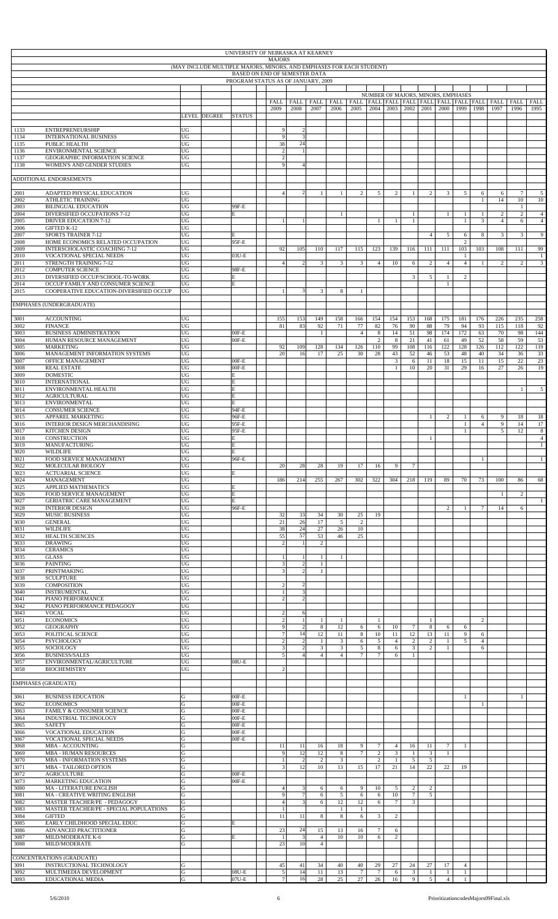# UNIVERSITY OF NEBRASKA AT KEARNEY

## MAJORS

(MAY INCLUDE MULTIPLE MAJORS, MINORS, AND EMPHASES FOR EACH STUDENT)

BASED ON END OF SEMESTER DATA

PROGRAM STATUS AS OF JANUARY, 2009

NUMBER OF MAJORS, MINORS, EMPHASES

| | | LEVEL | DEGREE | STATUS | FALL 2009 | FALL 2008 | FALL 2007 | FALL 2006 | FALL 2005 | FALL 2004 | FALL 2003 | FALL 2002 | FALL 2001 | FALL 2000 | FALL 1999 | FALL 1998 | FALL 1997 | FALL 1996 | FALL 1995 |
|---|---|---|---|---|---|---|---|---|---|---|---|---|---|---|---|---|---|---|---|
| 1133 | ENTREPRENEURSHIP | UG | | | 9 | 2 | | | | | | | | | | | | | |
| 1134 | INTERNATIONAL BUSINESS | UG | | | 9 | 3 | | | | | | | | | | | | | |
| 1135 | PUBLIC HEALTH | UG | | | 38 | 24 | | | | | | | | | | | | | |
| 1136 | ENVIRONMENTAL SCIENCE | UG | | | 2 | 1 | | | | | | | | | | | | | |
| 1137 | GEOGRAPHIC INFORMATION SCIENCE | UG | | | 2 | | | | | | | | | | | | | | |
| 1138 | WOMEN'S AND GENDER STUDIES | UG | | | 9 | 4 | | | | | | | | | | | | | |
| | **ADDITIONAL ENDORSEMENTS** | | | | | | | | | | | | | | | | | | |
| 2001 | ADAPTED PHYSICAL EDUCATION | UG | | | 4 | 2 | 1 | 1 | 2 | 5 | 2 | 1 | 2 | 3 | 5 | 6 | 6 | 7 | 5 |
| 2002 | ATHLETIC TRAINING | UG | | | | | | | | | | | | | | 1 | 14 | 10 | 10 |
| 2003 | BILINGUAL EDUCATION | UG | | 99F-E | | | | | | | | | | | | | | 1 | |
| 2004 | DIVERSIFIED OCCUPATIONS 7-12 | UG | | E | | | | 1 | | | | 1 | | 1 | 1 | 1 | 2 | 2 | 4 |
| 2005 | DRIVER EDUCATION 7-12 | UG | | | 1 | 1 | | | | 1 | 1 | 1 | | | 1 | 3 | 4 | 6 | 4 |
| 2006 | GIFTED K-12 | UG | | | | | | | | | | | | | | | | | |
| 2007 | SPORTS TRAINER 7-12 | UG | | E | | | | | | | | | 4 | 5 | 6 | 8 | 3 | 3 | 9 |
| 2008 | HOME ECONOMICS RELATED OCCUPATION | UG | | 95F-E | | | | | | | | | | | 2 | | | | |
| 2009 | INTERSCHOLASTIC COACHING 7-12 | UG | | | 92 | 105 | 110 | 117 | 115 | 123 | 139 | 116 | 111 | 111 | 103 | 103 | 108 | 111 | 99 |
| 2010 | VOCATIONAL SPECIAL NEEDS | UG | | 03U-E | | | | | | | | | | | 1 | | | | 1 |
| 2011 | STRENGTH TRAINING 7-12 | UG | | | 4 | 2 | 3 | 3 | 3 | 4 | 10 | 6 | 2 | 4 | 4 | 1 | 2 | 2 | 3 |
| 2012 | COMPUTER SCIENCE | UG | | 98F-E | | | | | | | | | | | | | | | |
| 2013 | DIVERSIFIED OCCUP/SCHOOL-TO-WORK | UG | | E | | | | | | | | 3 | 5 | 1 | 2 | | | | |
| 2014 | OCCUP FAMILY AND CONSUMER SCIENCE | UG | | E | | | | | | | | | | 1 | | | | | |
| 2015 | COOPERATIVE EDUCATION-DIVERSIFIED OCCUP | UG | | | 1 | 3 | 3 | 8 | 1 | | | | | | | | | | |
| | **EMPHASES (UNDERGRADUATE)** | | | | | | | | | | | | | | | | | | |
| 3001 | ACCOUNTING | UG | | | 155 | 153 | 149 | 158 | 166 | 154 | 154 | 153 | 168 | 175 | 181 | 176 | 226 | 235 | 258 |
| 3002 | FINANCE | UG | | | 81 | 83 | 92 | 71 | 77 | 82 | 76 | 90 | 88 | 79 | 94 | 93 | 115 | 118 | 92 |
| 3003 | BUSINESS ADMINISTRATION | UG | | 00F-E | | | 1 | | 4 | 8 | 14 | 51 | 98 | 174 | 172 | 63 | 70 | 98 | 144 |
| 3004 | HUMAN RESOURCE MANAGEMENT | UG | | 00F-E | | | | | | 2 | 8 | 21 | 41 | 61 | 49 | 52 | 58 | 59 | 53 |
| 3005 | MARKETING | UG | | | 92 | 109 | 128 | 134 | 126 | 110 | 99 | 108 | 116 | 122 | 128 | 126 | 112 | 122 | 119 |
| 3006 | MANAGEMENT INFORMATION SYSTEMS | UG | | | 20 | 16 | 17 | 25 | 30 | 28 | 43 | 52 | 46 | 53 | 48 | 40 | 34 | 36 | 33 |
| 3007 | OFFICE MANAGEMENT | UG | | 00F-E | | | | | | | 3 | 6 | 11 | 18 | 15 | 11 | 15 | 22 | 23 |
| 3008 | REAL ESTATE | UG | | 00F-E | | | | | | | 1 | 10 | 20 | 31 | 29 | 16 | 27 | 26 | 19 |
| 3009 | DOMESTIC | UG | | E | | | | | | | | | | | | | | | |
| 3010 | INTERNATIONAL | UG | | E | | | | | | | | | | | | | | | |
| 3011 | ENVIRONMENTAL HEALTH | UG | | E | | | | | | | | | | | | | | 1 | 5 |
| 3012 | AGRICULTURAL | UG | | E | | | | | | | | | | | | | | | |
| 3013 | ENVIRONMENTAL | UG | | E | | | | | | | | | | | | | | | |
| 3014 | CONSUMER SCIENCE | UG | | 94F-E | | | | | | | | | | | | | | | |
| 3015 | APPAREL MARKETING | UG | | 96F-E | | | | | | | | | 1 | 2 | 1 | 6 | 9 | 18 | 18 |
| 3016 | INTERIOR DESIGN MERCHANDISING | UG | | 95F-E | | | | | | | | | | | 1 | 4 | 9 | 14 | 17 |
| 3017 | KITCHEN DESIGN | UG | | 95F-E | | | | | | | | | | | 1 | | 5 | 12 | 8 |
| 3018 | CONSTRUCTION | UG | | E | | | | | | | | | 1 | | | | | | 4 |
| 3019 | MANUFACTURING | UG | | E | | | | | | | | | | | | | | | 1 |
| 3020 | WILDLIFE | UG | | E | | | | | | | | | | | | | | | |
| 3021 | FOOD SERVICE MANAGEMENT | UG | | 96F-E | | | | | | | | | | | | 1 | | | 1 |
| 3022 | MOLECULAR BIOLOGY | UG | | | 20 | 28 | 28 | 19 | 17 | 16 | 9 | 7 | | | | | | | |
| 3023 | ACTUARIAL SCIENCE | UG | | E | | | | | | | | | | | | | | | |
| 3024 | MANAGEMENT | UG | | | 186 | 214 | 255 | 267 | 302 | 322 | 304 | 218 | 119 | 89 | 70 | 73 | 100 | 86 | 68 |
| 3025 | APPLIED MATHEMATICS | UG | | E | | | | | | | | | | | | | | | |
| 3026 | FOOD SERVICE MANAGEMENT | UG | | E | | | | | | | | | | | | | 1 | 2 | |
| 3027 | GERIATRIC CARE MANAGEMENT | UG | | E | | | | | | | | | | | | | | | 1 |
| 3028 | INTERIOR DESIGN | UG | | 96F-E | | | | | | | | | | 2 | 1 | 7 | 14 | 6 | |
| 3029 | MUSIC BUSINESS | UG | | | 32 | 33 | 34 | 30 | 25 | 19 | | | | | | | | | |
| 3030 | GENERAL | UG | | | 21 | 26 | 17 | 5 | 2 | | | | | | | | | | |
| 3031 | WILDLIFE | UG | | | 38 | 24 | 27 | 26 | 10 | | | | | | | | | | |
| 3032 | HEALTH SCIENCES | UG | | | 55 | 57 | 53 | 46 | 25 | | | | | | | | | | |
| 3033 | DRAWING | UG | | | 2 | 1 | 2 | | | | | | | | | | | | |
| 3034 | CERAMICS | UG | | | | | | | | | | | | | | | | | |
| 3035 | GLASS | UG | | | 1 | 1 | 1 | 1 | | | | | | | | | | | |
| 3036 | PAINTING | UG | | | 3 | 2 | 1 | | | | | | | | | | | | |
| 3037 | PRINTMAKING | UG | | | 3 | 2 | 1 | | | | | | | | | | | | |
| 3038 | SCULPTURE | UG | | | | | | | | | | | | | | | | | |
| 3039 | COMPOSITION | UG | | | 2 | 2 | | | | | | | | | | | | | |
| 3040 | INSTRUMENTAL | UG | | | 1 | 3 | | | | | | | | | | | | | |
| 3041 | PIANO PERFORMANCE | UG | | | 2 | 2 | | | | | | | | | | | | | |
| 3042 | PIANO PERFORMANCE PEDAGOGY | UG | | | | | | | | | | | | | | | | | |
| 3043 | VOCAL | UG | | | 2 | 6 | | | | | | | | | | | | | |
| 3051 | ECONOMICS | UG | | | 2 | 1 | 1 | 1 | | 1 | | | 1 | | | 2 | | | |
| 3052 | GEOGRAPHY | UG | | | 9 | 2 | 8 | 12 | 6 | 6 | 10 | 7 | 8 | 6 | 6 | | | | |
| 3053 | POLITICAL SCIENCE | UG | | | 7 | 14 | 12 | 11 | 8 | 10 | 11 | 12 | 13 | 11 | 9 | 6 | | | |
| 3054 | PSYCHOLOGY | UG | | | 2 | 2 | 1 | 3 | 6 | 5 | 4 | 2 | 2 | 1 | 5 | 4 | | | |
| 3055 | SOCIOLOGY | UG | | | 3 | 2 | 3 | 3 | 5 | 8 | 6 | 3 | 2 | 1 | | 6 | | | |
| 3056 | BUSINESS/SALES | UG | | | 5 | 4 | 4 | 4 | 7 | 7 | 6 | 1 | | | | | | | |
| 3057 | ENVIRONMENTAL/AGRICULTURAL | UG | | 08U-E | | | | | | | | | | | | | | | |
| 3058 | BIOCHEMISTRY | UG | | | 2 | | | | | | | | | | | | | | |
| | **EMPHASES (GRADUATE)** | | | | | | | | | | | | | | | | | | |
| 3061 | BUSINESS EDUCATION | G | | 00F-E | | | | | | | | | | | 1 | | | 1 | |
| 3062 | ECONOMICS | G | | 00F-E | | | | | | | | | | | | 1 | | | |
| 3063 | FAMILY & CONSUMER SCIENCE | G | | 00F-E | | | | | | | | | | | | | | | |
| 3064 | INDUSTRIAL TECHNOLOGY | G | | 00F-E | | | | | | | | | | | | | | | |
| 3065 | SAFETY | G | | 00F-E | | | | | | | | | | | | | | | |
| 3066 | VOCATIONAL EDUCATION | G | | 00F-E | | | | | | | | | | | | | | | |
| 3067 | VOCATIONAL SPECIAL NEEDS | G | | 00F-E | | | | | | | | | | | | | | | |
| 3068 | MBA - ACCOUNTING | G | | | 11 | 11 | 16 | 18 | 9 | 7 | 4 | 16 | 11 | 7 | 1 | | | | |
| 3069 | MBA - HUMAN RESOURCES | G | | | 9 | 12 | 12 | 8 | 7 | 2 | 3 | 1 | 3 | 1 | | | | | |
| 3070 | MBA - INFORMATION SYSTEMS | G | | | 1 | 2 | 2 | 3 | | 2 | 1 | 5 | 5 | | | | | | |
| 3071 | MBA - TAILORED OPTION | G | | | 3 | 12 | 10 | 13 | 15 | 17 | 21 | 14 | 22 | 22 | 19 | | | | |
| 3072 | AGRICULTURE | G | | 00F-E | | | | | | | | | | | | | | | |
| 3073 | MARKETING EDUCATION | G | | 00F-E | | | | | | | | | | | | | | | |
| 3080 | MA - LITERATURE ENGLISH | G | | | 4 | 3 | 6 | 6 | 9 | 10 | 5 | 2 | 2 | | | | | | |
| 3081 | MA - CREATIVE WRITING ENGLISH | G | | | 9 | 7 | 6 | 5 | 6 | 6 | 10 | 7 | 5 | | | | | | |
| 3082 | MASTER TEACHER/PE - PEDAGOGY | G | | | 4 | 3 | 6 | 12 | 12 | 6 | 7 | 3 | | | | | | | |
| 3083 | MASTER TEACHER/PE - SPECIAL POPULATIONS | G | | | 1 | | | 1 | 1 | | | | | | | | | | |
| 3084 | GIFTED | G | | | 11 | 11 | 8 | 8 | 6 | 3 | 2 | | | | | | | | |
| 3085 | EARLY CHILDHOOD SPECIAL EDUC | G | | E | | | | | | | | | | | | | | | |
| 3086 | ADVANCED PRACTITIONER | G | | | 23 | 24 | 15 | 13 | 16 | 7 | 6 | | | | | | | | |
| 3087 | MILD/MODERATE K-6 | G | | E | 1 | 3 | 4 | 10 | 10 | 6 | 2 | | | | | | | | |
| 3088 | MILD/MODERATE | G | | | 23 | 10 | 4 | | | | | | | | | | | | |
| | **CONCENTRATIONS (GRADUATE)** | | | | | | | | | | | | | | | | | | |
| 3091 | INSTRUCTIONAL TECHNOLOGY | G | | | 45 | 41 | 34 | 40 | 40 | 29 | 27 | 24 | 27 | 17 | 4 | | | | |
| 3092 | MULTIMEDIA DEVELOPMENT | G | | 08U-E | 5 | 14 | 11 | 13 | 7 | 7 | 6 | 3 | 1 | 1 | 1 | | | | |
| 3093 | EDUCATIONAL MEDIA | G | | 07U-E | 7 | 16 | 28 | 25 | 27 | 26 | 16 | 9 | 5 | 4 | 1 | | | | |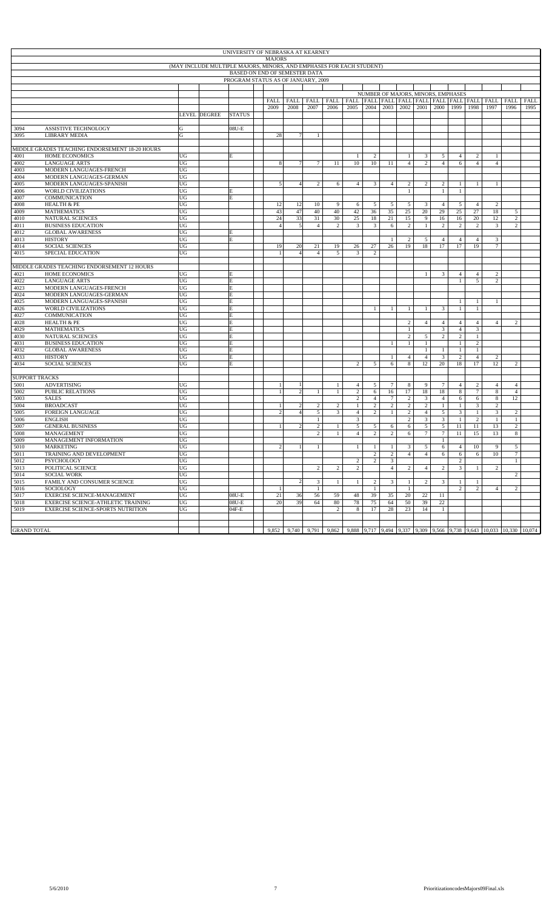UNIVERSITY OF NEBRASKA AT KEARNEY

MAJORS

(MAY INCLUDE MULTIPLE MAJORS, MINORS, AND EMPHASES FOR EACH STUDENT)

BASED ON END OF SEMESTER DATA

PROGRAM STATUS AS OF JANUARY, 2009

| | | | | | NUMBER OF MAJORS, MINORS, EMPHASES | | | | | | | | | | | | | | |
|---|---|---|---|---|---|---|---|---|---|---|---|---|---|---|---|---|---|---|---|
| | | | | | FALL 2009 | FALL 2008 | FALL 2007 | FALL 2006 | FALL 2005 | FALL 2004 | FALL 2003 | FALL 2002 | FALL 2001 | FALL 2000 | FALL 1999 | FALL 1998 | FALL 1997 | FALL 1996 | FALL 1995 |
| | | LEVEL | DEGREE | STATUS | | | | | | | | | | | | | | | |
| 3094 | ASSISTIVE TECHNOLOGY | G | | 08U-E | | | | | | | | | | | | | | | |
| 3095 | LIBRARY MEDIA | G | | | 28 | 7 | 1 | | | | | | | | | | | | |
| | MIDDLE GRADES TEACHING ENDORSEMENT 18-20 HOURS | | | | | | | | | | | | | | | | | | |
| 4001 | HOME ECONOMICS | UG | | E | | | | | 1 | 2 | | 1 | 3 | 5 | 4 | 2 | 1 | | |
| 4002 | LANGUAGE ARTS | UG | | | 8 | 7 | 7 | 11 | 10 | 10 | 11 | 4 | 2 | 4 | 6 | 4 | 4 | | |
| 4003 | MODERN LANGUAGES-FRENCH | UG | | | | | | | | | | | | | | | | | |
| 4004 | MODERN LANGUAGES-GERMAN | UG | | | | | | | | | | | | | | | | | |
| 4005 | MODERN LANGUAGES-SPANISH | UG | | | 5 | 4 | 2 | 6 | 4 | 3 | 4 | 2 | 2 | 2 | 1 | 1 | 1 | | |
| 4006 | WORLD CIVILIZATIONS | UG | | E | | | | | | | | 1 | | 1 | 1 | | | | |
| 4007 | COMMUNICATION | UG | | E | | | | | | | | | | | | | | | |
| 4008 | HEALTH & PE | UG | | | 12 | 12 | 10 | 9 | 6 | 5 | 5 | 5 | 3 | 4 | 5 | 4 | 2 | | |
| 4009 | MATHEMATICS | UG | | | 43 | 47 | 40 | 40 | 42 | 36 | 35 | 25 | 20 | 29 | 25 | 27 | 18 | 5 | |
| 4010 | NATURAL SCIENCES | UG | | | 24 | 33 | 31 | 30 | 25 | 18 | 21 | 15 | 9 | 16 | 16 | 20 | 12 | 2 | |
| 4011 | BUSINESS EDUCATION | UG | | | 4 | 5 | 4 | 2 | 3 | 3 | 6 | 2 | 1 | 2 | 2 | 2 | 3 | 2 | |
| 4012 | GLOBAL AWARENESS | UG | | E | | | | | | | | | | | | | | | |
| 4013 | HISTORY | UG | | E | | | | | | | 1 | 2 | 5 | 4 | 4 | 4 | 3 | | |
| 4014 | SOCIAL SCIENCES | UG | | | 19 | 20 | 21 | 19 | 26 | 27 | 26 | 19 | 18 | 17 | 17 | 19 | 7 | | |
| 4015 | SPECIAL EDUCATION | UG | | | 1 | 4 | 4 | 5 | 3 | 2 | | | | | | | | | |
| | MIDDLE GRADES TEACHING ENDORSEMENT 12 HOURS | | | | | | | | | | | | | | | | | | |
| 4021 | HOME ECONOMICS | UG | | E | | | | | | | | | 1 | 3 | 4 | 4 | 2 | | |
| 4022 | LANGUAGE ARTS | UG | | E | | | | | | | | | | | 1 | 5 | 2 | | |
| 4023 | MODERN LANGUAGES-FRENCH | UG | | E | | | | | | | | | | | | | | | |
| 4024 | MODERN LANGUAGES-GERMAN | UG | | E | | | | | | | | | | | | | | | |
| 4025 | MODERN LANGUAGES-SPANISH | UG | | E | | | | | | | | | | | 1 | 1 | 1 | | |
| 4026 | WORLD CIVILIZATIONS | UG | | E | | | | | | 1 | 1 | 1 | 1 | 3 | 1 | 1 | | | |
| 4027 | COMMUNICATION | UG | | E | | | | | | | | | | | | | | | |
| 4028 | HEALTH & PE | UG | | E | | | | | | | | 2 | 4 | 4 | 4 | 4 | 4 | 2 | |
| 4029 | MATHEMATICS | UG | | E | | | | | | | | 1 | | 3 | 4 | 3 | | | |
| 4030 | NATURAL SCIENCES | UG | | E | | | | | | | | 2 | 5 | 2 | 2 | 1 | | | |
| 4031 | BUSINESS EDUCATION | UG | | E | | | | | | | 1 | 1 | 1 | | 1 | 2 | | | |
| 4032 | GLOBAL AWARENESS | UG | | E | | | | | | | | | 1 | 1 | 1 | 1 | | | |
| 4033 | HISTORY | UG | | E | | | | | | | 1 | 4 | 4 | 3 | 2 | 4 | 2 | | |
| 4034 | SOCIAL SCIENCES | UG | | E | | | | | 2 | 5 | 6 | 8 | 12 | 20 | 18 | 17 | 12 | 2 | |
| | SUPPORT TRACKS | | | | | | | | | | | | | | | | | | |
| 5001 | ADVERTISING | UG | | | 1 | 1 | | 1 | 4 | 5 | 7 | 8 | 9 | 7 | 4 | 2 | 4 | 4 | |
| 5002 | PUBLIC RELATIONS | UG | | | 1 | 2 | 1 | 1 | 2 | 6 | 16 | 17 | 18 | 18 | 8 | 7 | 8 | 4 | |
| 5003 | SALES | UG | | | | | | | 2 | 4 | 7 | 2 | 3 | 4 | 6 | 6 | 8 | 12 | |
| 5004 | BROADCAST | UG | | | 1 | 2 | 2 | 2 | 1 | 2 | 2 | 2 | 2 | 1 | 1 | 3 | 2 | | |
| 5005 | FOREIGN LANGUAGE | UG | | | 2 | 4 | 5 | 3 | 4 | 2 | 1 | 2 | 4 | 5 | 3 | 1 | 3 | 2 | |
| 5006 | ENGLISH | UG | | | | | 1 | | 3 | | | 2 | 3 | 3 | 1 | 2 | 1 | 1 | |
| 5007 | GENERAL BUSINESS | UG | | | 1 | 2 | 2 | 1 | 5 | 5 | 6 | 6 | 5 | 5 | 11 | 11 | 13 | 2 | |
| 5008 | MANAGEMENT | UG | | | | | 2 | 1 | 4 | 2 | 2 | 6 | 7 | 7 | 11 | 15 | 13 | 8 | |
| 5009 | MANAGEMENT INFORMATION | UG | | | | | | | | | | | | 1 | | | | | |
| 5010 | MARKETING | UG | | | 2 | 1 | 1 | | 1 | 1 | 1 | 3 | 5 | 6 | 4 | 10 | 9 | 5 | |
| 5011 | TRAINING AND DEVELOPMENT | UG | | | | | | | | 2 | 2 | 4 | 4 | 6 | 6 | 6 | 10 | 7 | |
| 5012 | PSYCHOLOGY | UG | | | | | | | 2 | 2 | 3 | | | | 2 | | | 1 | |
| 5013 | POLITICAL SCIENCE | UG | | | | | 2 | 2 | 2 | | 4 | 2 | 4 | 2 | 3 | 1 | 2 | | |
| 5014 | SOCIAL WORK | UG | | | | | | | | | | | | | | | | 2 | |
| 5015 | FAMILY AND CONSUMER SCIENCE | UG | | | | 2 | 3 | 1 | 1 | 2 | 3 | 1 | 2 | 3 | 1 | 1 | | | |
| 5016 | SOCIOLOGY | UG | | | 1 | | 1 | | | 1 | | 1 | | | 2 | 2 | 4 | 2 | |
| 5017 | EXERCISE SCIENCE-MANAGEMENT | UG | | 08U-E | 21 | 36 | 56 | 59 | 48 | 39 | 35 | 20 | 22 | 11 | | | | | |
| 5018 | EXERCISE SCIENCE-ATHLETIC TRAINING | UG | | 08U-E | 20 | 39 | 64 | 80 | 78 | 75 | 64 | 50 | 39 | 22 | | | | | |
| 5019 | EXERCISE SCIENCE-SPORTS NUTRITION | UG | | 04F-E | | | | 2 | 8 | 17 | 28 | 23 | 14 | 1 | | | | | |
| GRAND TOTAL | | | | | 9,852 | 9,740 | 9,791 | 9,862 | 9,888 | 9,717 | 9,494 | 9,337 | 9,309 | 9,566 | 9,738 | 9,643 | 10,033 | 10,330 | 10,074 |

5/6/2010 PrioritizationcodesMajors09Final.xls